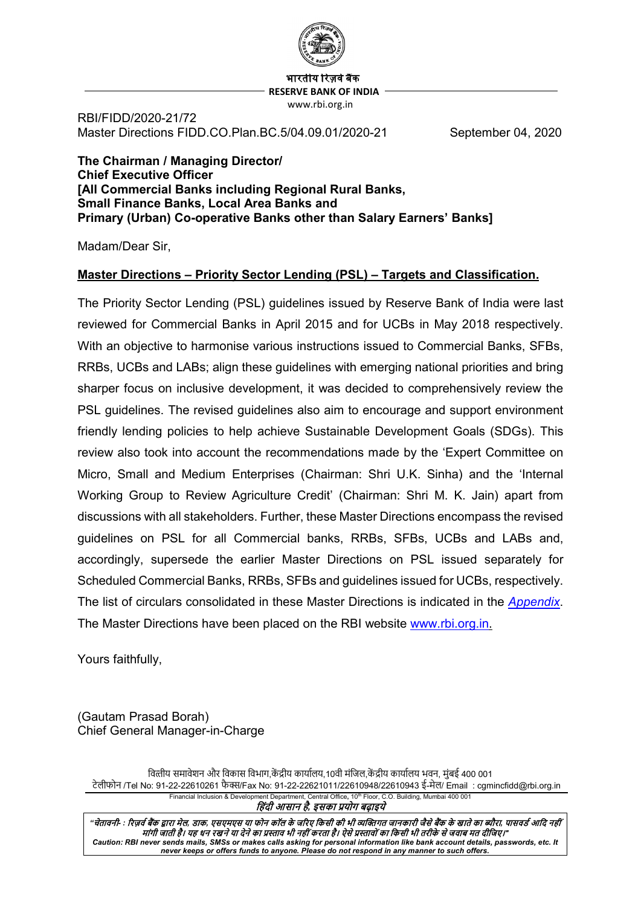भारतीय रिज़र्व बैंक
**RESERVE BANK OF INDIA**
www.rbi.org.in

RBI/FIDD/2020-21/72
Master Directions FIDD.CO.Plan.BC.5/04.09.01/2020-21 September 04, 2020

**The Chairman / Managing Director/**
**Chief Executive Officer**
**[All Commercial Banks including Regional Rural Banks,**
**Small Finance Banks, Local Area Banks and**
**Primary (Urban) Co-operative Banks other than Salary Earners' Banks]**

Madam/Dear Sir,

**Master Directions – Priority Sector Lending (PSL) – Targets and Classification.**

The Priority Sector Lending (PSL) guidelines issued by Reserve Bank of India were last reviewed for Commercial Banks in April 2015 and for UCBs in May 2018 respectively. With an objective to harmonise various instructions issued to Commercial Banks, SFBs, RRBs, UCBs and LABs; align these guidelines with emerging national priorities and bring sharper focus on inclusive development, it was decided to comprehensively review the PSL guidelines. The revised guidelines also aim to encourage and support environment friendly lending policies to help achieve Sustainable Development Goals (SDGs). This review also took into account the recommendations made by the 'Expert Committee on Micro, Small and Medium Enterprises (Chairman: Shri U.K. Sinha) and the 'Internal Working Group to Review Agriculture Credit' (Chairman: Shri M. K. Jain) apart from discussions with all stakeholders. Further, these Master Directions encompass the revised guidelines on PSL for all Commercial banks, RRBs, SFBs, UCBs and LABs and, accordingly, supersede the earlier Master Directions on PSL issued separately for Scheduled Commercial Banks, RRBs, SFBs and guidelines issued for UCBs, respectively. The list of circulars consolidated in these Master Directions is indicated in the *Appendix*. The Master Directions have been placed on the RBI website www.rbi.org.in.

Yours faithfully,

(Gautam Prasad Borah)
Chief General Manager-in-Charge

वित्तीय समावेशन और विकास विभाग,केंद्रीय कार्यालय,10वी मंजिल,केंद्रीय कार्यालय भवन, मुंबई 400 001
टेलीफोन /Tel No: 91-22-22610261 फैक्स/Fax No: 91-22-22621011/22610948/22610943 ई-मेल/ Email : cgmincfidd@rbi.org.in
Financial Inclusion & Development Department, Central Office, 10th Floor, C.O. Building, Mumbai 400 001
*हिंदी आसान है, इसका प्रयोग बढ़ाइये*

*"चेतावनी- : रिज़र्व बैंक द्वारा मेल, डाक, एसएमएस या फोन कॉल के जरिए किसी की भी व्यक्तिगत जानकारी जैसे बैंक के खाते का ब्यौरा, पासवर्ड आदि नहीं मांगी जाती है। यह धन रखने या देने का प्रस्ताव भी नहीं करता है। ऐसे प्रस्तावों का किसी भी तरीके से जवाब मत दीजिए।"*
***Caution: RBI never sends mails, SMSs or makes calls asking for personal information like bank account details, passwords, etc. It never keeps or offers funds to anyone. Please do not respond in any manner to such offers.***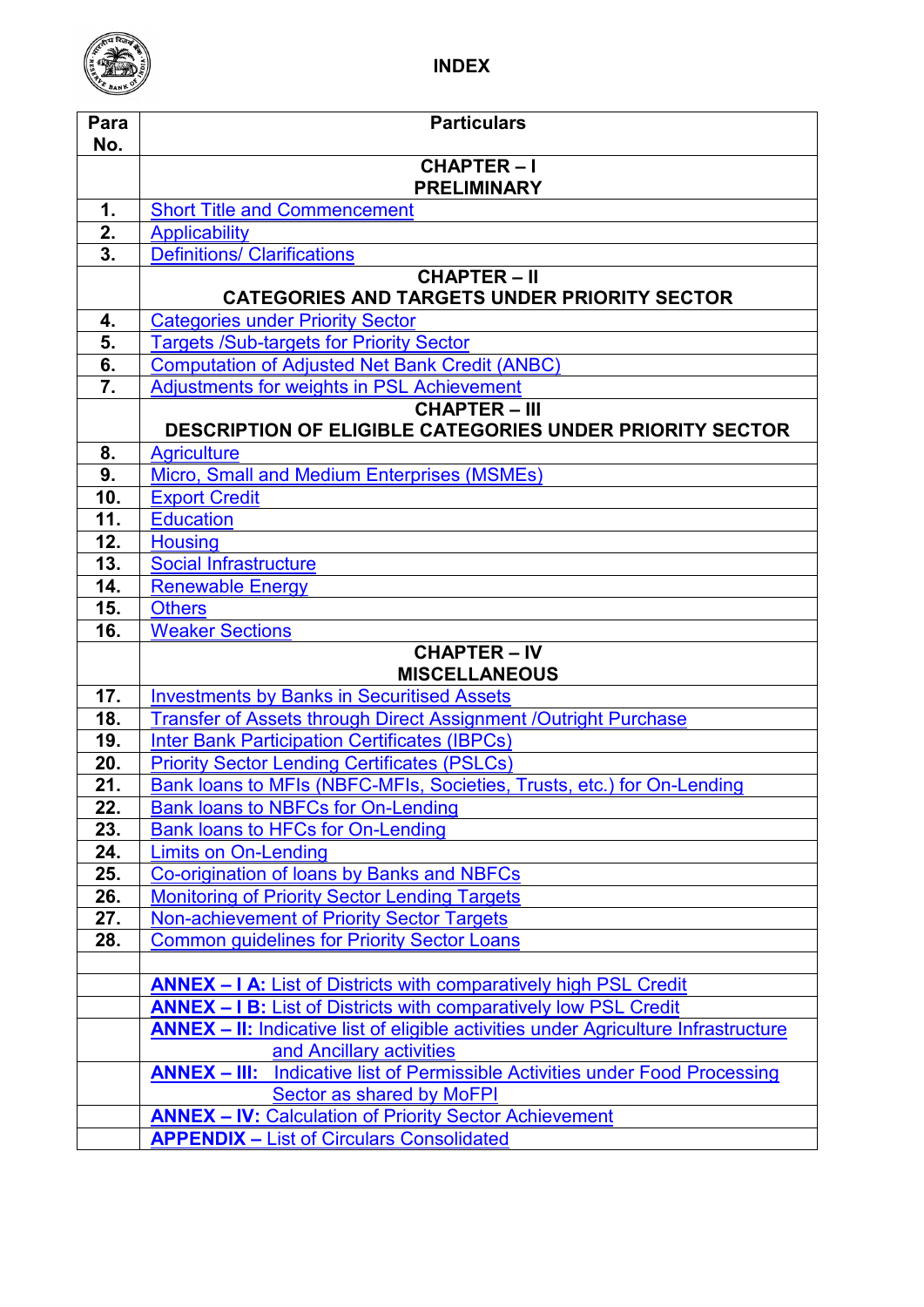# INDEX

| Para No. | Particulars |
|---|---|
| | **CHAPTER – I PRELIMINARY** |
| **1.** | Short Title and Commencement |
| **2.** | Applicability |
| **3.** | Definitions/ Clarifications |
| | **CHAPTER – II CATEGORIES AND TARGETS UNDER PRIORITY SECTOR** |
| **4.** | Categories under Priority Sector |
| **5.** | Targets /Sub-targets for Priority Sector |
| **6.** | Computation of Adjusted Net Bank Credit (ANBC) |
| **7.** | Adjustments for weights in PSL Achievement |
| | **CHAPTER – III DESCRIPTION OF ELIGIBLE CATEGORIES UNDER PRIORITY SECTOR** |
| **8.** | Agriculture |
| **9.** | Micro, Small and Medium Enterprises (MSMEs) |
| **10.** | Export Credit |
| **11.** | Education |
| **12.** | Housing |
| **13.** | Social Infrastructure |
| **14.** | Renewable Energy |
| **15.** | Others |
| **16.** | Weaker Sections |
| | **CHAPTER – IV MISCELLANEOUS** |
| **17.** | Investments by Banks in Securitised Assets |
| **18.** | Transfer of Assets through Direct Assignment /Outright Purchase |
| **19.** | Inter Bank Participation Certificates (IBPCs) |
| **20.** | Priority Sector Lending Certificates (PSLCs) |
| **21.** | Bank loans to MFIs (NBFC-MFIs, Societies, Trusts, etc.) for On-Lending |
| **22.** | Bank loans to NBFCs for On-Lending |
| **23.** | Bank loans to HFCs for On-Lending |
| **24.** | Limits on On-Lending |
| **25.** | Co-origination of loans by Banks and NBFCs |
| **26.** | Monitoring of Priority Sector Lending Targets |
| **27.** | Non-achievement of Priority Sector Targets |
| **28.** | Common guidelines for Priority Sector Loans |
| | |
| | **ANNEX – I A:** List of Districts with comparatively high PSL Credit |
| | **ANNEX – I B:** List of Districts with comparatively low PSL Credit |
| | **ANNEX – II:** Indicative list of eligible activities under Agriculture Infrastructure and Ancillary activities |
| | **ANNEX – III:** Indicative list of Permissible Activities under Food Processing Sector as shared by MoFPI |
| | **ANNEX – IV:** Calculation of Priority Sector Achievement |
| | **APPENDIX –** List of Circulars Consolidated |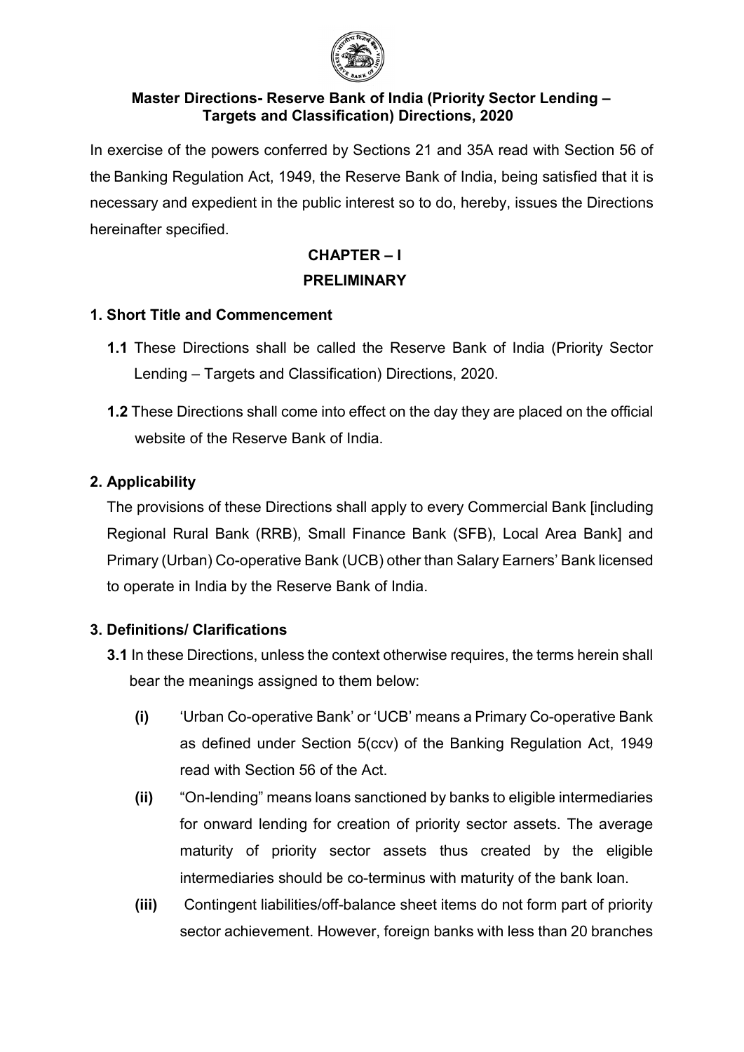**Master Directions- Reserve Bank of India (Priority Sector Lending – Targets and Classification) Directions, 2020**

In exercise of the powers conferred by Sections 21 and 35A read with Section 56 of the Banking Regulation Act, 1949, the Reserve Bank of India, being satisfied that it is necessary and expedient in the public interest so to do, hereby, issues the Directions hereinafter specified.

## CHAPTER – I
## PRELIMINARY

### 1. Short Title and Commencement

**1.1** These Directions shall be called the Reserve Bank of India (Priority Sector Lending – Targets and Classification) Directions, 2020.

**1.2** These Directions shall come into effect on the day they are placed on the official website of the Reserve Bank of India.

### 2. Applicability

The provisions of these Directions shall apply to every Commercial Bank [including Regional Rural Bank (RRB), Small Finance Bank (SFB), Local Area Bank] and Primary (Urban) Co-operative Bank (UCB) other than Salary Earners' Bank licensed to operate in India by the Reserve Bank of India.

### 3. Definitions/ Clarifications

**3.1** In these Directions, unless the context otherwise requires, the terms herein shall bear the meanings assigned to them below:

**(i)** 'Urban Co-operative Bank' or 'UCB' means a Primary Co-operative Bank as defined under Section 5(ccv) of the Banking Regulation Act, 1949 read with Section 56 of the Act.

**(ii)** "On-lending" means loans sanctioned by banks to eligible intermediaries for onward lending for creation of priority sector assets. The average maturity of priority sector assets thus created by the eligible intermediaries should be co-terminus with maturity of the bank loan.

**(iii)** Contingent liabilities/off-balance sheet items do not form part of priority sector achievement. However, foreign banks with less than 20 branches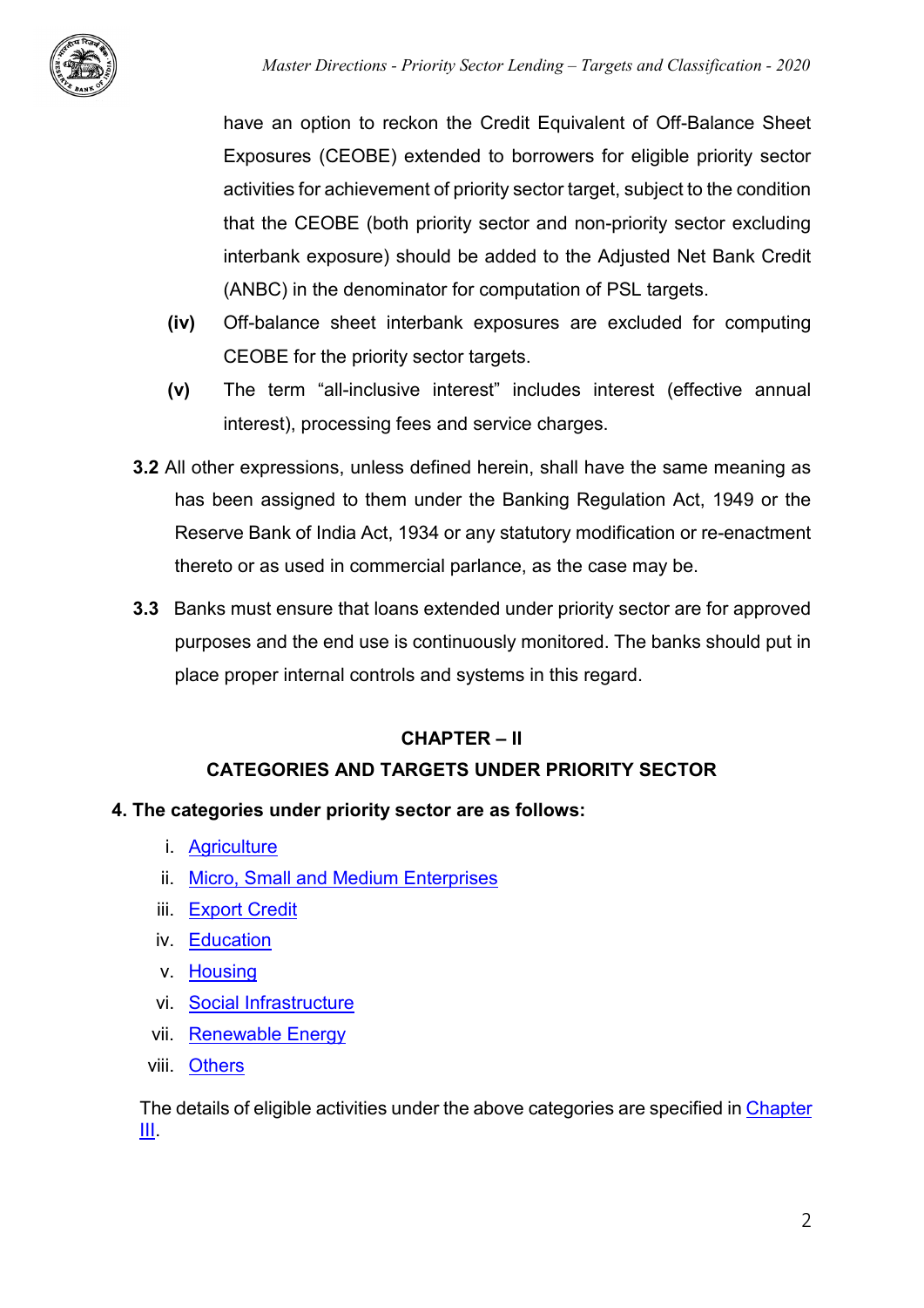have an option to reckon the Credit Equivalent of Off-Balance Sheet Exposures (CEOBE) extended to borrowers for eligible priority sector activities for achievement of priority sector target, subject to the condition that the CEOBE (both priority sector and non-priority sector excluding interbank exposure) should be added to the Adjusted Net Bank Credit (ANBC) in the denominator for computation of PSL targets.

**(iv)** Off-balance sheet interbank exposures are excluded for computing CEOBE for the priority sector targets.

**(v)** The term "all-inclusive interest" includes interest (effective annual interest), processing fees and service charges.

**3.2** All other expressions, unless defined herein, shall have the same meaning as has been assigned to them under the Banking Regulation Act, 1949 or the Reserve Bank of India Act, 1934 or any statutory modification or re-enactment thereto or as used in commercial parlance, as the case may be.

**3.3** Banks must ensure that loans extended under priority sector are for approved purposes and the end use is continuously monitored. The banks should put in place proper internal controls and systems in this regard.

## CHAPTER – II

## CATEGORIES AND TARGETS UNDER PRIORITY SECTOR

**4. The categories under priority sector are as follows:**

i. Agriculture
ii. Micro, Small and Medium Enterprises
iii. Export Credit
iv. Education
v. Housing
vi. Social Infrastructure
vii. Renewable Energy
viii. Others

The details of eligible activities under the above categories are specified in Chapter III.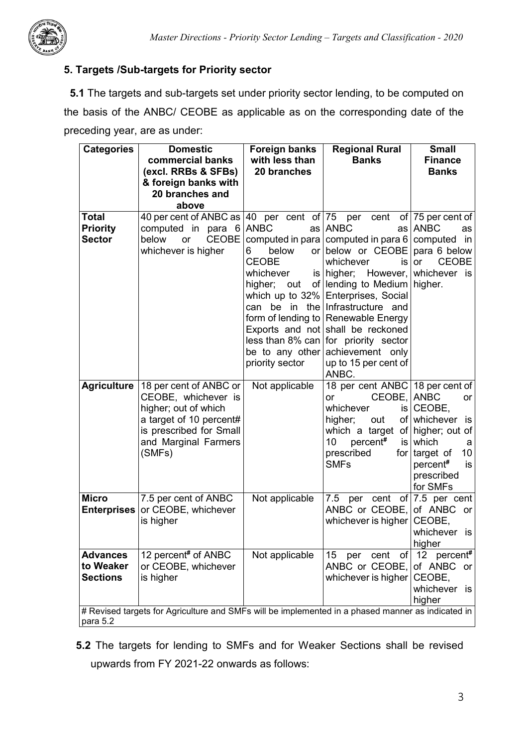## 5. Targets /Sub-targets for Priority sector

**5.1** The targets and sub-targets set under priority sector lending, to be computed on the basis of the ANBC/ CEOBE as applicable as on the corresponding date of the preceding year, are as under:

| Categories | Domestic commercial banks (excl. RRBs & SFBs) & foreign banks with 20 branches and above | Foreign banks with less than 20 branches | Regional Rural Banks | Small Finance Banks |
|---|---|---|---|---|
| **Total Priority Sector** | 40 per cent of ANBC as computed in para 6 below or CEOBE whichever is higher | 40 per cent of ANBC as computed in para 6 below or CEOBE whichever is higher; out of which up to 32% can be in the form of lending to Exports and not less than 8% can be to any other priority sector | 75 per cent of ANBC as computed in para 6 below or CEOBE whichever is higher; However, lending to Medium Enterprises, Social Infrastructure and Renewable Energy shall be reckoned for priority sector achievement only up to 15 per cent of ANBC. | 75 per cent of ANBC as computed in para 6 below or CEOBE whichever is higher. |
| **Agriculture** | 18 per cent of ANBC or CEOBE, whichever is higher; out of which a target of 10 percent# is prescribed for Small and Marginal Farmers (SMFs) | Not applicable | 18 per cent ANBC or CEOBE, whichever is higher; out of which a target of 10 percent# is prescribed for SMFs | 18 per cent of ANBC or CEOBE, whichever is higher; out of which a target of 10 percent# is prescribed for SMFs |
| **Micro Enterprises** | 7.5 per cent of ANBC or CEOBE, whichever is higher | Not applicable | 7.5 per cent of ANBC or CEOBE, whichever is higher | 7.5 per cent of ANBC or CEOBE, whichever is higher |
| **Advances to Weaker Sections** | 12 percent# of ANBC or CEOBE, whichever is higher | Not applicable | 15 per cent of ANBC or CEOBE, whichever is higher | 12 percent# of ANBC or CEOBE, whichever is higher |

# Revised targets for Agriculture and SMFs will be implemented in a phased manner as indicated in para 5.2

**5.2** The targets for lending to SMFs and for Weaker Sections shall be revised upwards from FY 2021-22 onwards as follows: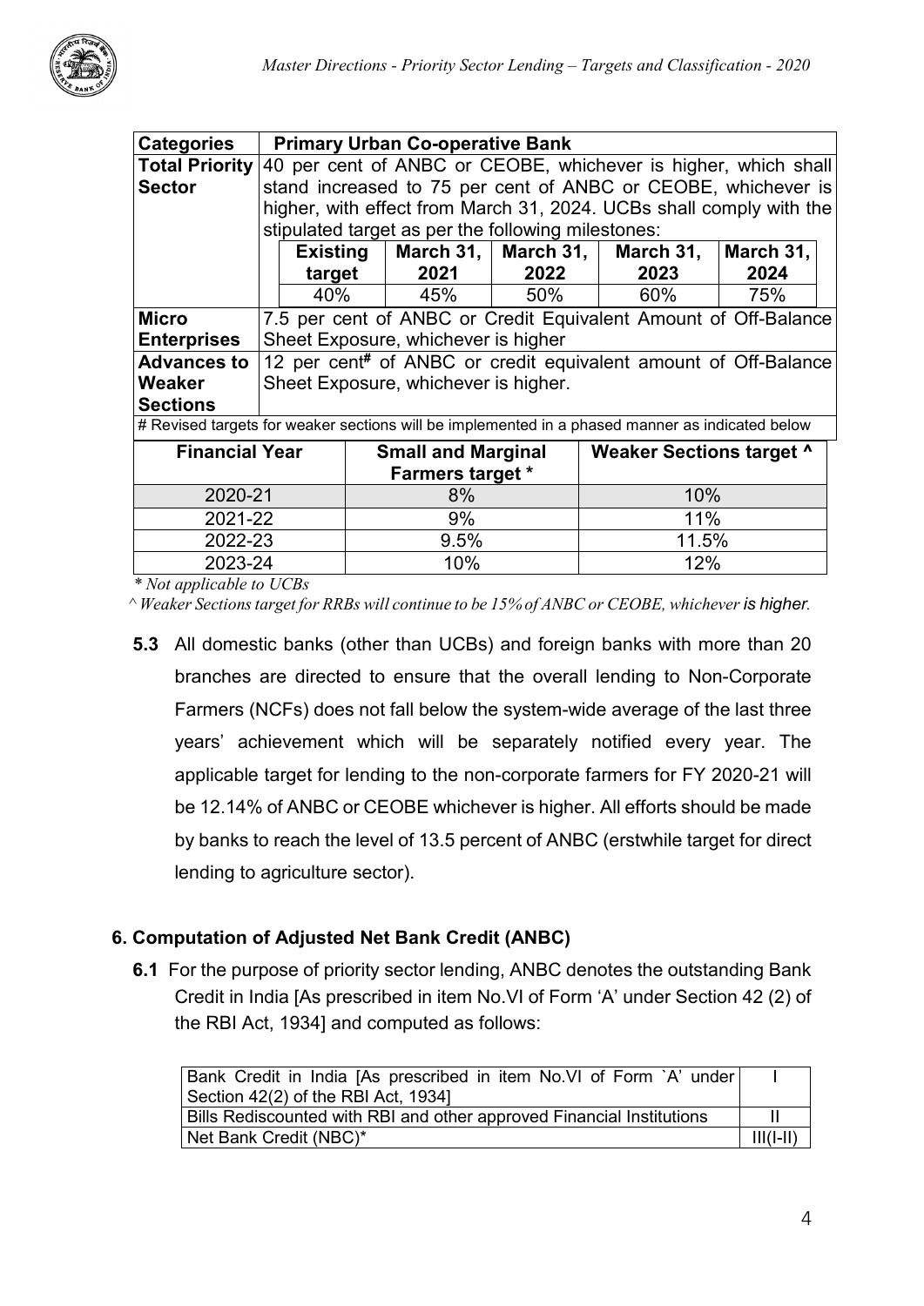| Categories | Primary Urban Co-operative Bank | | | | |
|---|---|---|---|---|---|
| Total Priority Sector | 40 per cent of ANBC or CEOBE, whichever is higher, which shall stand increased to 75 per cent of ANBC or CEOBE, whichever is higher, with effect from March 31, 2024. UCBs shall comply with the stipulated target as per the following milestones: | | | | |
| | Existing target | March 31, 2021 | March 31, 2022 | March 31, 2023 | March 31, 2024 |
| | 40% | 45% | 50% | 60% | 75% |
| Micro Enterprises | 7.5 per cent of ANBC or Credit Equivalent Amount of Off-Balance Sheet Exposure, whichever is higher | | | | |
| Advances to Weaker Sections | 12 per cent# of ANBC or credit equivalent amount of Off-Balance Sheet Exposure, whichever is higher. | | | | |

# Revised targets for weaker sections will be implemented in a phased manner as indicated below

| Financial Year | Small and Marginal Farmers target * | Weaker Sections target ^ |
|---|---|---|
| 2020-21 | 8% | 10% |
| 2021-22 | 9% | 11% |
| 2022-23 | 9.5% | 11.5% |
| 2023-24 | 10% | 12% |

*\* Not applicable to UCBs*

*^ Weaker Sections target for RRBs will continue to be 15% of ANBC or CEOBE, whichever is higher.*

**5.3** All domestic banks (other than UCBs) and foreign banks with more than 20 branches are directed to ensure that the overall lending to Non-Corporate Farmers (NCFs) does not fall below the system-wide average of the last three years' achievement which will be separately notified every year. The applicable target for lending to the non-corporate farmers for FY 2020-21 will be 12.14% of ANBC or CEOBE whichever is higher. All efforts should be made by banks to reach the level of 13.5 percent of ANBC (erstwhile target for direct lending to agriculture sector).

## 6. Computation of Adjusted Net Bank Credit (ANBC)

**6.1** For the purpose of priority sector lending, ANBC denotes the outstanding Bank Credit in India [As prescribed in item No.VI of Form 'A' under Section 42 (2) of the RBI Act, 1934] and computed as follows:

| Bank Credit in India [As prescribed in item No.VI of Form `A' under Section 42(2) of the RBI Act, 1934] | I |
|---|---|
| Bills Rediscounted with RBI and other approved Financial Institutions | II |
| Net Bank Credit (NBC)* | III(I-II) |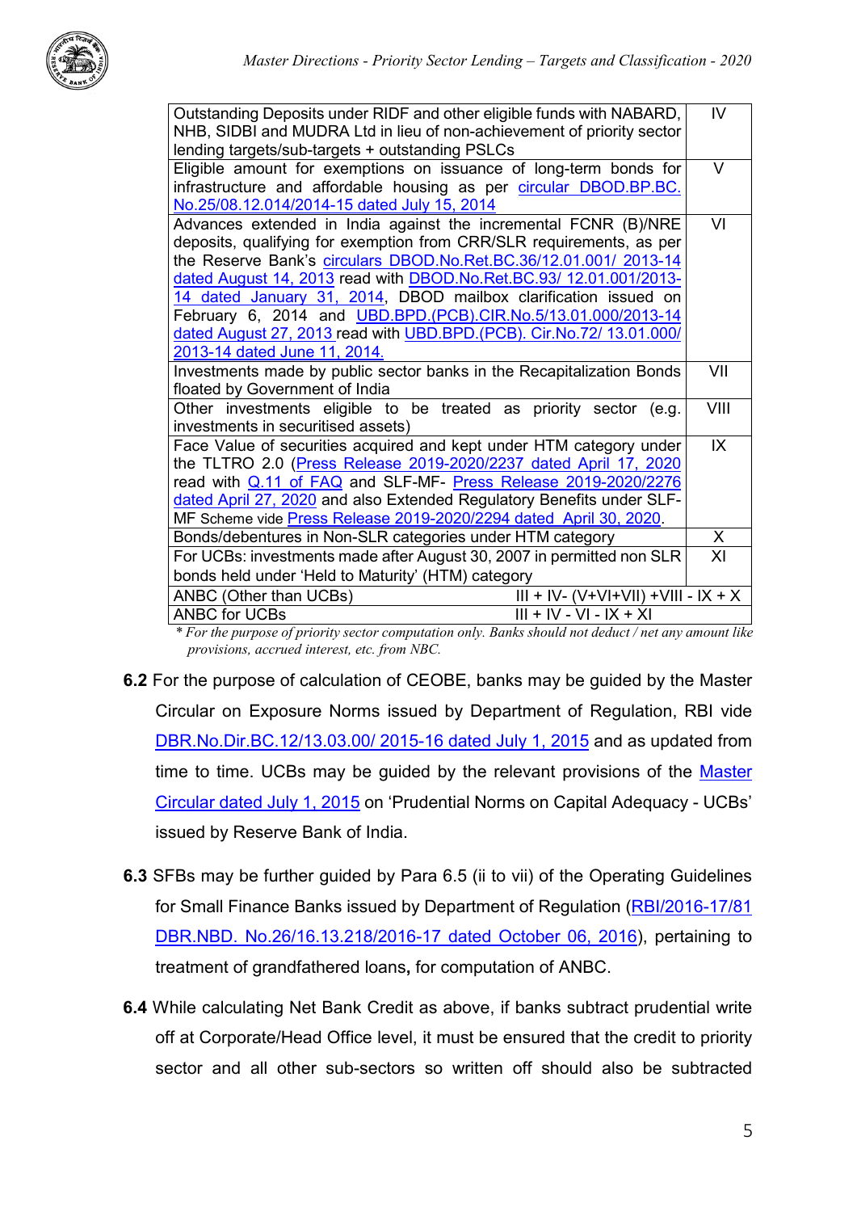| | |
|---|---|
| Outstanding Deposits under RIDF and other eligible funds with NABARD, NHB, SIDBI and MUDRA Ltd in lieu of non-achievement of priority sector lending targets/sub-targets + outstanding PSLCs | IV |
| Eligible amount for exemptions on issuance of long-term bonds for infrastructure and affordable housing as per circular DBOD.BP.BC. No.25/08.12.014/2014-15 dated July 15, 2014 | V |
| Advances extended in India against the incremental FCNR (B)/NRE deposits, qualifying for exemption from CRR/SLR requirements, as per the Reserve Bank's circulars DBOD.No.Ret.BC.36/12.01.001/ 2013-14 dated August 14, 2013 read with DBOD.No.Ret.BC.93/ 12.01.001/2013-14 dated January 31, 2014, DBOD mailbox clarification issued on February 6, 2014 and UBD.BPD.(PCB).CIR.No.5/13.01.000/2013-14 dated August 27, 2013 read with UBD.BPD.(PCB). Cir.No.72/ 13.01.000/ 2013-14 dated June 11, 2014. | VI |
| Investments made by public sector banks in the Recapitalization Bonds floated by Government of India | VII |
| Other investments eligible to be treated as priority sector (e.g. investments in securitised assets) | VIII |
| Face Value of securities acquired and kept under HTM category under the TLTRO 2.0 (Press Release 2019-2020/2237 dated April 17, 2020 read with Q.11 of FAQ and Press Release 2019-2020/2276 dated April 27, 2020 and also Extended Regulatory Benefits under SLF-MF Scheme vide Press Release 2019-2020/2294 dated April 30, 2020. | IX |
| Bonds/debentures in Non-SLR categories under HTM category | X |
| For UCBs: investments made after August 30, 2007 in permitted non SLR bonds held under 'Held to Maturity' (HTM) category | XI |
| ANBC (Other than UCBs) | III + IV- (V+VI+VII) +VIII - IX + X |
| ANBC for UCBs | III + IV - VI - IX + XI |

*\* For the purpose of priority sector computation only. Banks should not deduct / net any amount like provisions, accrued interest, etc. from NBC.*

**6.2** For the purpose of calculation of CEOBE, banks may be guided by the Master Circular on Exposure Norms issued by Department of Regulation, RBI vide DBR.No.Dir.BC.12/13.03.00/ 2015-16 dated July 1, 2015 and as updated from time to time. UCBs may be guided by the relevant provisions of the Master Circular dated July 1, 2015 on 'Prudential Norms on Capital Adequacy - UCBs' issued by Reserve Bank of India.

**6.3** SFBs may be further guided by Para 6.5 (ii to vii) of the Operating Guidelines for Small Finance Banks issued by Department of Regulation (RBI/2016-17/81 DBR.NBD. No.26/16.13.218/2016-17 dated October 06, 2016), pertaining to treatment of grandfathered loans**,** for computation of ANBC.

**6.4** While calculating Net Bank Credit as above, if banks subtract prudential write off at Corporate/Head Office level, it must be ensured that the credit to priority sector and all other sub-sectors so written off should also be subtracted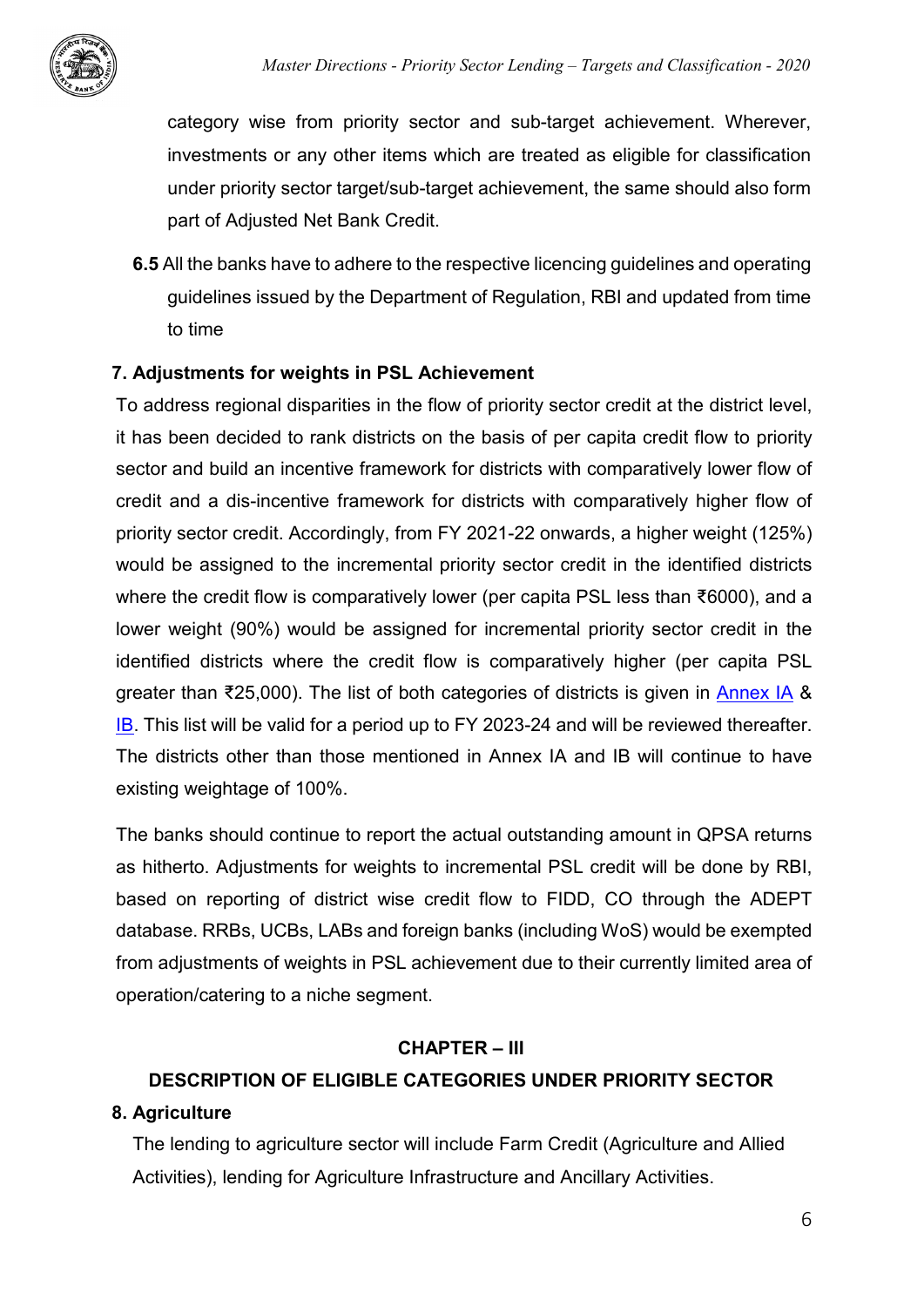category wise from priority sector and sub-target achievement. Wherever, investments or any other items which are treated as eligible for classification under priority sector target/sub-target achievement, the same should also form part of Adjusted Net Bank Credit.

**6.5** All the banks have to adhere to the respective licencing guidelines and operating guidelines issued by the Department of Regulation, RBI and updated from time to time

### 7. Adjustments for weights in PSL Achievement

To address regional disparities in the flow of priority sector credit at the district level, it has been decided to rank districts on the basis of per capita credit flow to priority sector and build an incentive framework for districts with comparatively lower flow of credit and a dis-incentive framework for districts with comparatively higher flow of priority sector credit. Accordingly, from FY 2021-22 onwards, a higher weight (125%) would be assigned to the incremental priority sector credit in the identified districts where the credit flow is comparatively lower (per capita PSL less than ₹6000), and a lower weight (90%) would be assigned for incremental priority sector credit in the identified districts where the credit flow is comparatively higher (per capita PSL greater than ₹25,000). The list of both categories of districts is given in Annex IA & IB. This list will be valid for a period up to FY 2023-24 and will be reviewed thereafter. The districts other than those mentioned in Annex IA and IB will continue to have existing weightage of 100%.

The banks should continue to report the actual outstanding amount in QPSA returns as hitherto. Adjustments for weights to incremental PSL credit will be done by RBI, based on reporting of district wise credit flow to FIDD, CO through the ADEPT database. RRBs, UCBs, LABs and foreign banks (including WoS) would be exempted from adjustments of weights in PSL achievement due to their currently limited area of operation/catering to a niche segment.

## CHAPTER – III

## DESCRIPTION OF ELIGIBLE CATEGORIES UNDER PRIORITY SECTOR

### 8. Agriculture

The lending to agriculture sector will include Farm Credit (Agriculture and Allied Activities), lending for Agriculture Infrastructure and Ancillary Activities.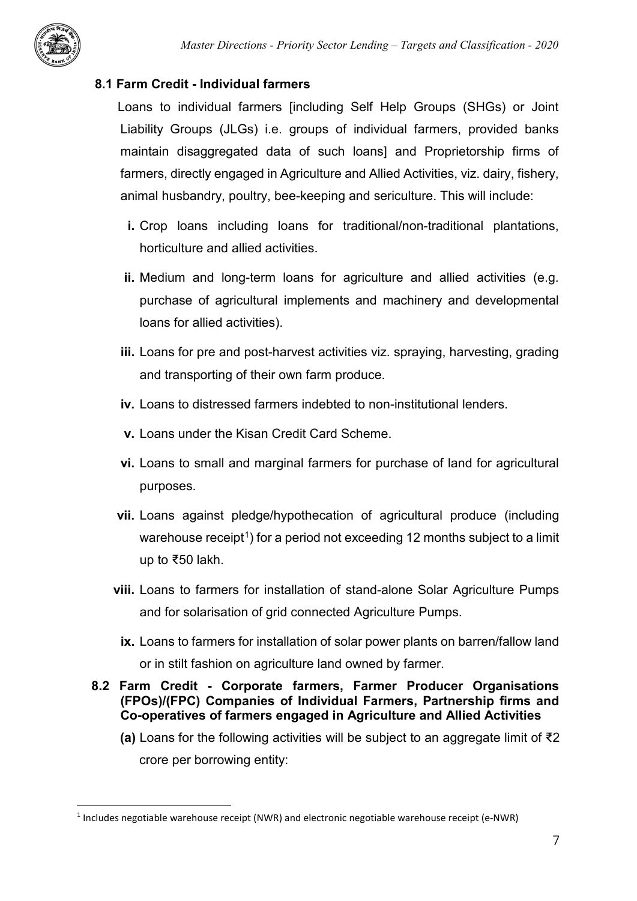### 8.1 Farm Credit - Individual farmers

Loans to individual farmers [including Self Help Groups (SHGs) or Joint Liability Groups (JLGs) i.e. groups of individual farmers, provided banks maintain disaggregated data of such loans] and Proprietorship firms of farmers, directly engaged in Agriculture and Allied Activities, viz. dairy, fishery, animal husbandry, poultry, bee-keeping and sericulture. This will include:

- **i.** Crop loans including loans for traditional/non-traditional plantations, horticulture and allied activities.
- **ii.** Medium and long-term loans for agriculture and allied activities (e.g. purchase of agricultural implements and machinery and developmental loans for allied activities).
- **iii.** Loans for pre and post-harvest activities viz. spraying, harvesting, grading and transporting of their own farm produce.
- **iv.** Loans to distressed farmers indebted to non-institutional lenders.
- **v.** Loans under the Kisan Credit Card Scheme.
- **vi.** Loans to small and marginal farmers for purchase of land for agricultural purposes.
- **vii.** Loans against pledge/hypothecation of agricultural produce (including warehouse receipt[1]) for a period not exceeding 12 months subject to a limit up to ₹50 lakh.
- **viii.** Loans to farmers for installation of stand-alone Solar Agriculture Pumps and for solarisation of grid connected Agriculture Pumps.
- **ix.** Loans to farmers for installation of solar power plants on barren/fallow land or in stilt fashion on agriculture land owned by farmer.

### 8.2 Farm Credit - Corporate farmers, Farmer Producer Organisations (FPOs)/(FPC) Companies of Individual Farmers, Partnership firms and Co-operatives of farmers engaged in Agriculture and Allied Activities

**(a)** Loans for the following activities will be subject to an aggregate limit of ₹2 crore per borrowing entity:

[1] Includes negotiable warehouse receipt (NWR) and electronic negotiable warehouse receipt (e-NWR)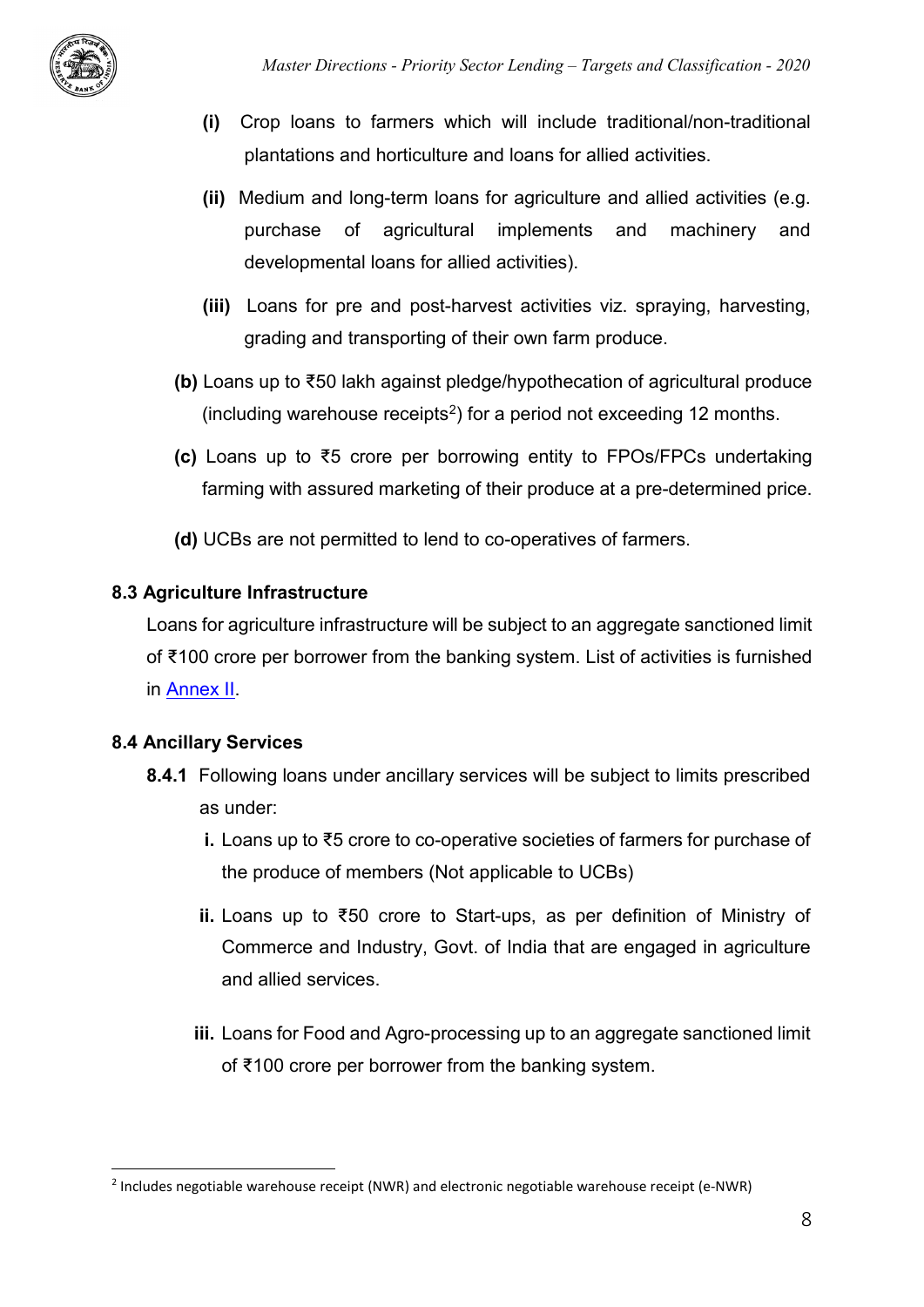- **(i)** Crop loans to farmers which will include traditional/non-traditional plantations and horticulture and loans for allied activities.
- **(ii)** Medium and long-term loans for agriculture and allied activities (e.g. purchase of agricultural implements and machinery and developmental loans for allied activities).
- **(iii)** Loans for pre and post-harvest activities viz. spraying, harvesting, grading and transporting of their own farm produce.

**(b)** Loans up to ₹50 lakh against pledge/hypothecation of agricultural produce (including warehouse receipts[2]) for a period not exceeding 12 months.

**(c)** Loans up to ₹5 crore per borrowing entity to FPOs/FPCs undertaking farming with assured marketing of their produce at a pre-determined price.

**(d)** UCBs are not permitted to lend to co-operatives of farmers.

### 8.3 Agriculture Infrastructure

Loans for agriculture infrastructure will be subject to an aggregate sanctioned limit of ₹100 crore per borrower from the banking system. List of activities is furnished in Annex II.

### 8.4 Ancillary Services

**8.4.1** Following loans under ancillary services will be subject to limits prescribed as under:

- **i.** Loans up to ₹5 crore to co-operative societies of farmers for purchase of the produce of members (Not applicable to UCBs)
- **ii.** Loans up to ₹50 crore to Start-ups, as per definition of Ministry of Commerce and Industry, Govt. of India that are engaged in agriculture and allied services.
- **iii.** Loans for Food and Agro-processing up to an aggregate sanctioned limit of ₹100 crore per borrower from the banking system.

---

[2] Includes negotiable warehouse receipt (NWR) and electronic negotiable warehouse receipt (e-NWR)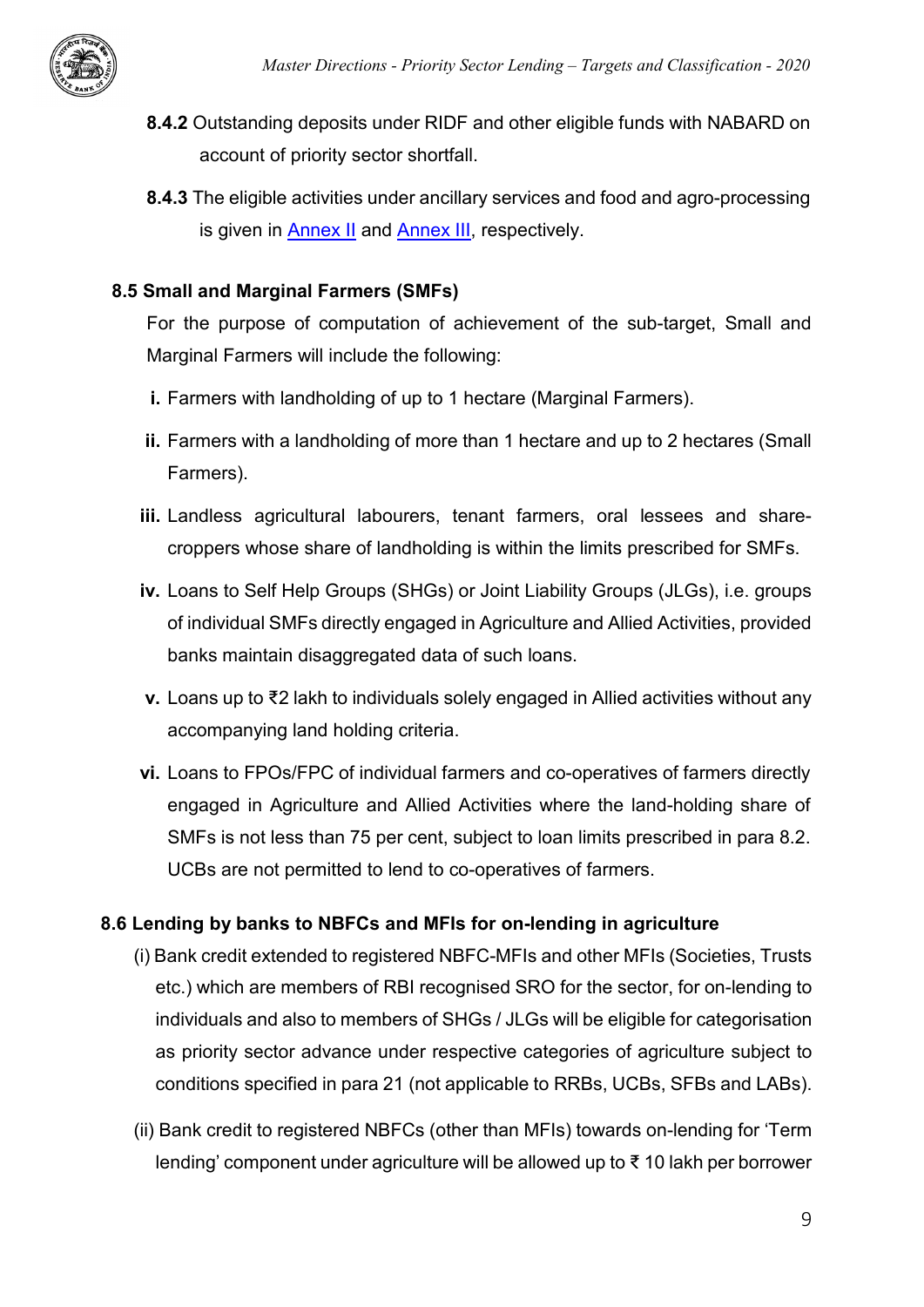**8.4.2** Outstanding deposits under RIDF and other eligible funds with NABARD on account of priority sector shortfall.

**8.4.3** The eligible activities under ancillary services and food and agro-processing is given in Annex II and Annex III, respectively.

### 8.5 Small and Marginal Farmers (SMFs)

For the purpose of computation of achievement of the sub-target, Small and Marginal Farmers will include the following:

**i.** Farmers with landholding of up to 1 hectare (Marginal Farmers).

**ii.** Farmers with a landholding of more than 1 hectare and up to 2 hectares (Small Farmers).

**iii.** Landless agricultural labourers, tenant farmers, oral lessees and share-croppers whose share of landholding is within the limits prescribed for SMFs.

**iv.** Loans to Self Help Groups (SHGs) or Joint Liability Groups (JLGs), i.e. groups of individual SMFs directly engaged in Agriculture and Allied Activities, provided banks maintain disaggregated data of such loans.

**v.** Loans up to ₹2 lakh to individuals solely engaged in Allied activities without any accompanying land holding criteria.

**vi.** Loans to FPOs/FPC of individual farmers and co-operatives of farmers directly engaged in Agriculture and Allied Activities where the land-holding share of SMFs is not less than 75 per cent, subject to loan limits prescribed in para 8.2. UCBs are not permitted to lend to co-operatives of farmers.

### 8.6 Lending by banks to NBFCs and MFIs for on-lending in agriculture

(i) Bank credit extended to registered NBFC-MFIs and other MFIs (Societies, Trusts etc.) which are members of RBI recognised SRO for the sector, for on-lending to individuals and also to members of SHGs / JLGs will be eligible for categorisation as priority sector advance under respective categories of agriculture subject to conditions specified in para 21 (not applicable to RRBs, UCBs, SFBs and LABs).

(ii) Bank credit to registered NBFCs (other than MFIs) towards on-lending for 'Term lending' component under agriculture will be allowed up to ₹ 10 lakh per borrower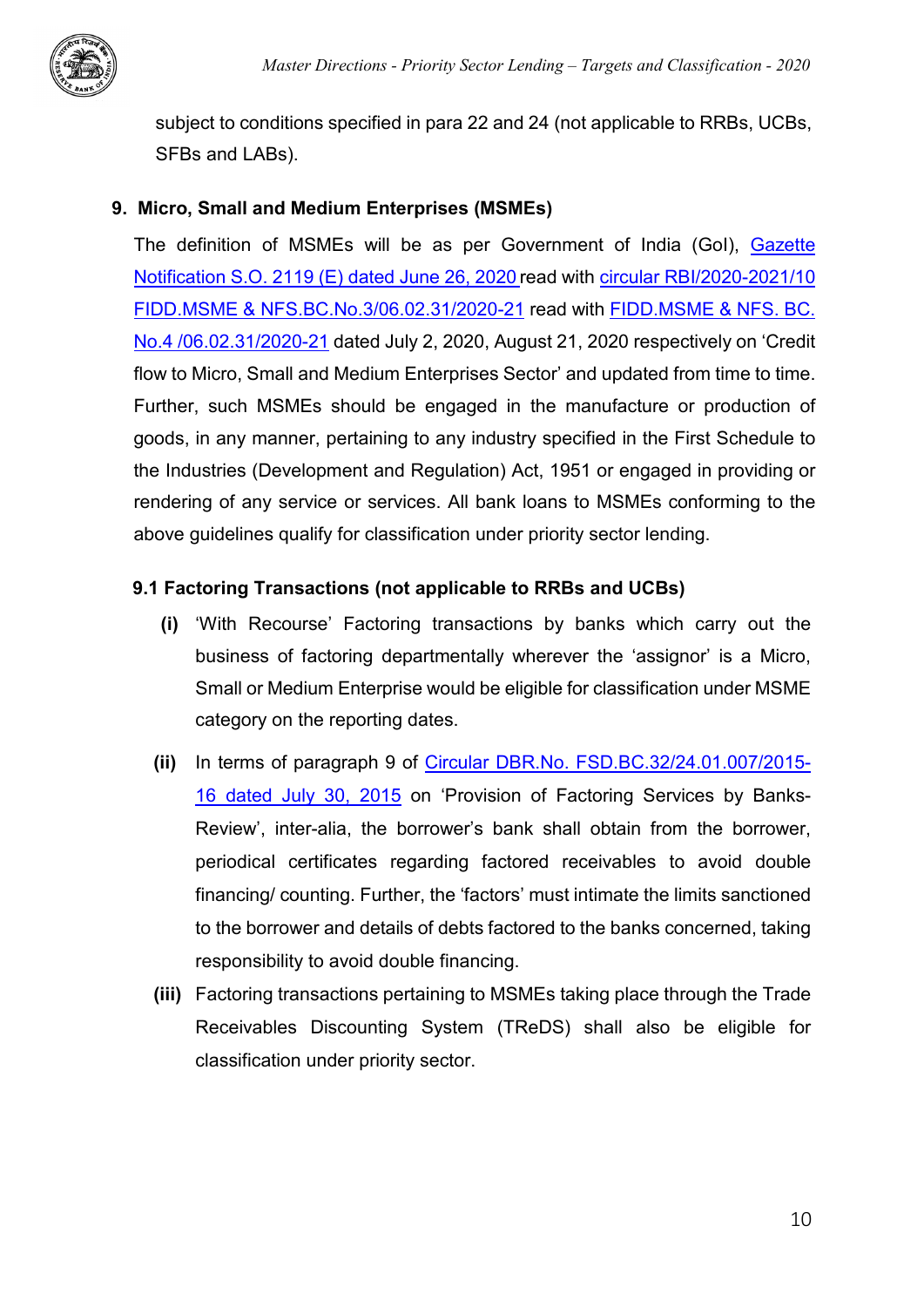subject to conditions specified in para 22 and 24 (not applicable to RRBs, UCBs, SFBs and LABs).

## 9. Micro, Small and Medium Enterprises (MSMEs)

The definition of MSMEs will be as per Government of India (GoI), Gazette Notification S.O. 2119 (E) dated June 26, 2020 read with circular RBI/2020-2021/10 FIDD.MSME & NFS.BC.No.3/06.02.31/2020-21 read with FIDD.MSME & NFS. BC. No.4 /06.02.31/2020-21 dated July 2, 2020, August 21, 2020 respectively on 'Credit flow to Micro, Small and Medium Enterprises Sector' and updated from time to time. Further, such MSMEs should be engaged in the manufacture or production of goods, in any manner, pertaining to any industry specified in the First Schedule to the Industries (Development and Regulation) Act, 1951 or engaged in providing or rendering of any service or services. All bank loans to MSMEs conforming to the above guidelines qualify for classification under priority sector lending.

### 9.1 Factoring Transactions (not applicable to RRBs and UCBs)

**(i)** 'With Recourse' Factoring transactions by banks which carry out the business of factoring departmentally wherever the 'assignor' is a Micro, Small or Medium Enterprise would be eligible for classification under MSME category on the reporting dates.

**(ii)** In terms of paragraph 9 of Circular DBR.No. FSD.BC.32/24.01.007/2015-16 dated July 30, 2015 on 'Provision of Factoring Services by Banks-Review', inter-alia, the borrower's bank shall obtain from the borrower, periodical certificates regarding factored receivables to avoid double financing/ counting. Further, the 'factors' must intimate the limits sanctioned to the borrower and details of debts factored to the banks concerned, taking responsibility to avoid double financing.

**(iii)** Factoring transactions pertaining to MSMEs taking place through the Trade Receivables Discounting System (TReDS) shall also be eligible for classification under priority sector.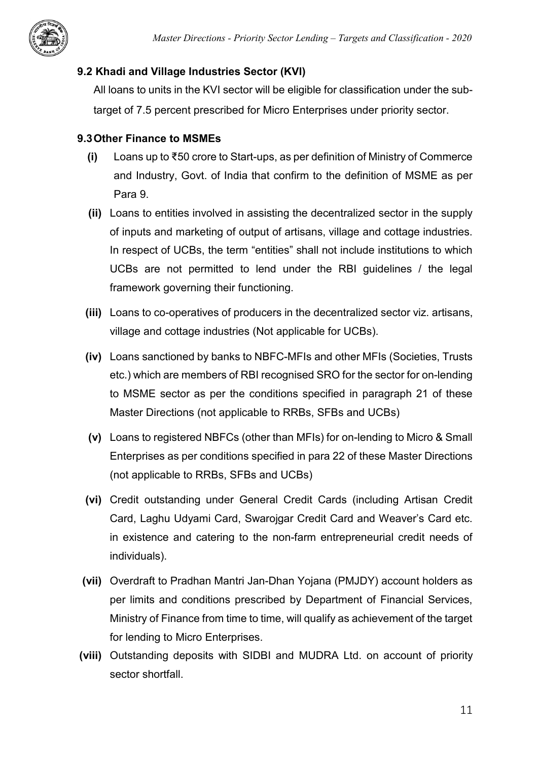### 9.2 Khadi and Village Industries Sector (KVI)

All loans to units in the KVI sector will be eligible for classification under the sub-target of 7.5 percent prescribed for Micro Enterprises under priority sector.

### 9.3 Other Finance to MSMEs

**(i)** Loans up to ₹50 crore to Start-ups, as per definition of Ministry of Commerce and Industry, Govt. of India that confirm to the definition of MSME as per Para 9.

**(ii)** Loans to entities involved in assisting the decentralized sector in the supply of inputs and marketing of output of artisans, village and cottage industries. In respect of UCBs, the term "entities" shall not include institutions to which UCBs are not permitted to lend under the RBI guidelines / the legal framework governing their functioning.

**(iii)** Loans to co-operatives of producers in the decentralized sector viz. artisans, village and cottage industries (Not applicable for UCBs).

**(iv)** Loans sanctioned by banks to NBFC-MFIs and other MFIs (Societies, Trusts etc.) which are members of RBI recognised SRO for the sector for on-lending to MSME sector as per the conditions specified in paragraph 21 of these Master Directions (not applicable to RRBs, SFBs and UCBs)

**(v)** Loans to registered NBFCs (other than MFIs) for on-lending to Micro & Small Enterprises as per conditions specified in para 22 of these Master Directions (not applicable to RRBs, SFBs and UCBs)

**(vi)** Credit outstanding under General Credit Cards (including Artisan Credit Card, Laghu Udyami Card, Swarojgar Credit Card and Weaver's Card etc. in existence and catering to the non-farm entrepreneurial credit needs of individuals).

**(vii)** Overdraft to Pradhan Mantri Jan-Dhan Yojana (PMJDY) account holders as per limits and conditions prescribed by Department of Financial Services, Ministry of Finance from time to time, will qualify as achievement of the target for lending to Micro Enterprises.

**(viii)** Outstanding deposits with SIDBI and MUDRA Ltd. on account of priority sector shortfall.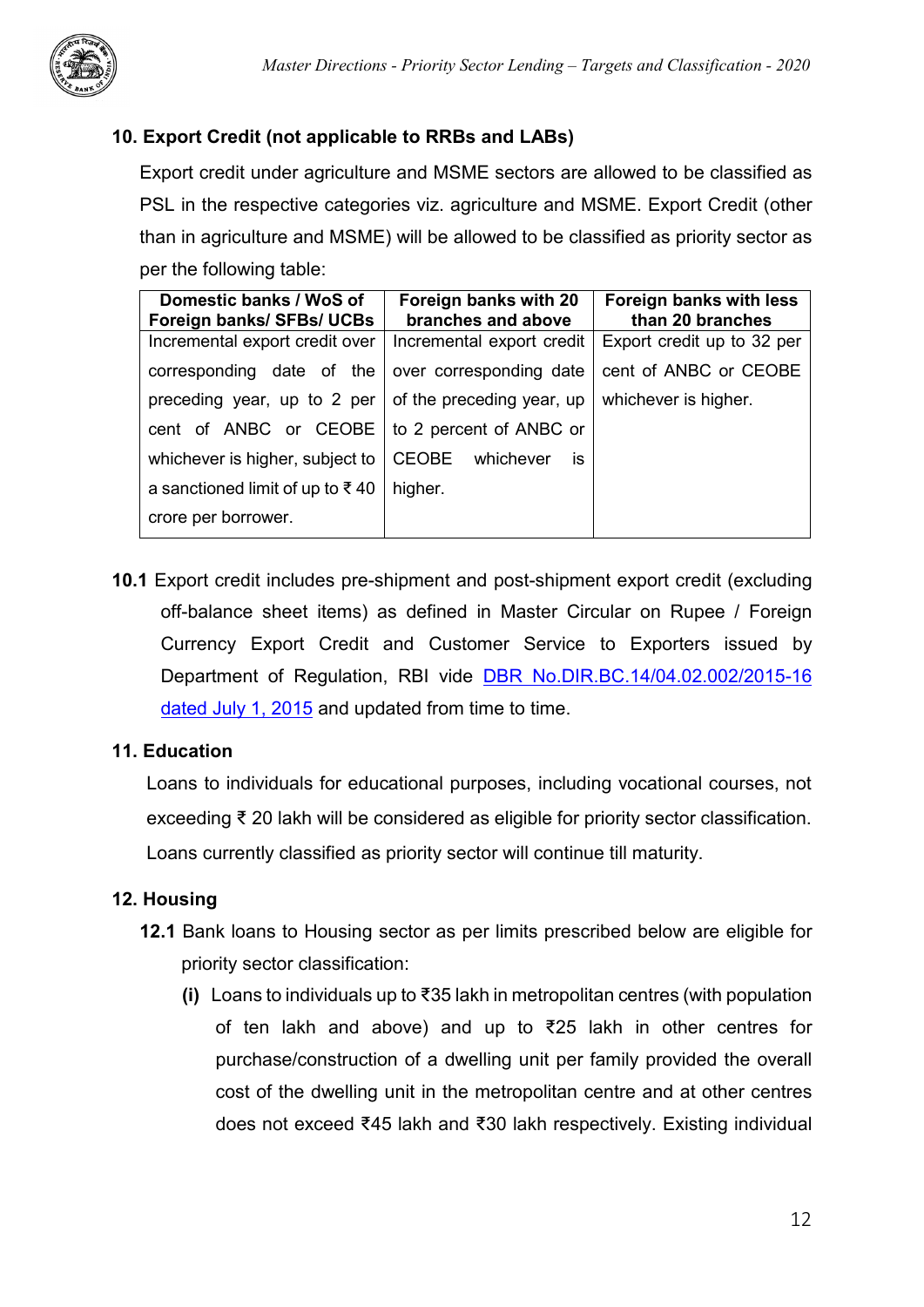## 10. Export Credit (not applicable to RRBs and LABs)

Export credit under agriculture and MSME sectors are allowed to be classified as PSL in the respective categories viz. agriculture and MSME. Export Credit (other than in agriculture and MSME) will be allowed to be classified as priority sector as per the following table:

| Domestic banks / WoS of Foreign banks/ SFBs/ UCBs | Foreign banks with 20 branches and above | Foreign banks with less than 20 branches |
|---|---|---|
| Incremental export credit over corresponding date of the preceding year, up to 2 per cent of ANBC or CEOBE whichever is higher, subject to a sanctioned limit of up to ₹ 40 crore per borrower. | Incremental export credit over corresponding date of the preceding year, up to 2 percent of ANBC or CEOBE whichever is higher. | Export credit up to 32 per cent of ANBC or CEOBE whichever is higher. |

**10.1** Export credit includes pre-shipment and post-shipment export credit (excluding off-balance sheet items) as defined in Master Circular on Rupee / Foreign Currency Export Credit and Customer Service to Exporters issued by Department of Regulation, RBI vide [DBR No.DIR.BC.14/04.02.002/2015-16 dated July 1, 2015]() and updated from time to time.

## 11. Education

Loans to individuals for educational purposes, including vocational courses, not exceeding ₹ 20 lakh will be considered as eligible for priority sector classification. Loans currently classified as priority sector will continue till maturity.

## 12. Housing

**12.1** Bank loans to Housing sector as per limits prescribed below are eligible for priority sector classification:

**(i)** Loans to individuals up to ₹35 lakh in metropolitan centres (with population of ten lakh and above) and up to ₹25 lakh in other centres for purchase/construction of a dwelling unit per family provided the overall cost of the dwelling unit in the metropolitan centre and at other centres does not exceed ₹45 lakh and ₹30 lakh respectively. Existing individual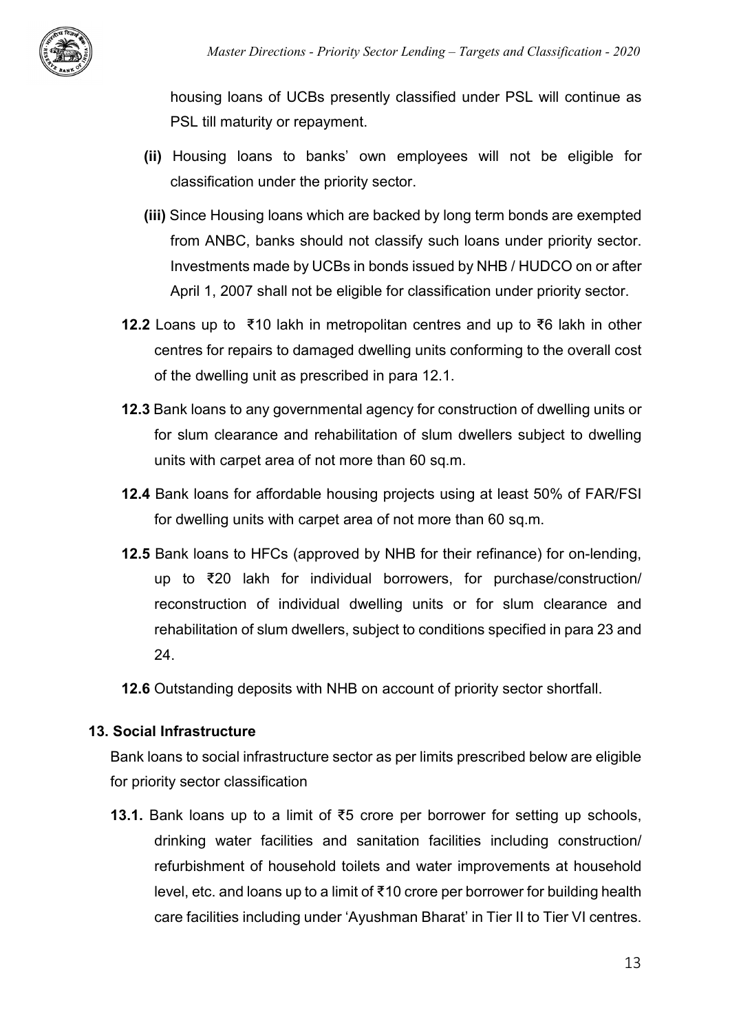housing loans of UCBs presently classified under PSL will continue as PSL till maturity or repayment.

**(ii)** Housing loans to banks' own employees will not be eligible for classification under the priority sector.

**(iii)** Since Housing loans which are backed by long term bonds are exempted from ANBC, banks should not classify such loans under priority sector. Investments made by UCBs in bonds issued by NHB / HUDCO on or after April 1, 2007 shall not be eligible for classification under priority sector.

**12.2** Loans up to ₹10 lakh in metropolitan centres and up to ₹6 lakh in other centres for repairs to damaged dwelling units conforming to the overall cost of the dwelling unit as prescribed in para 12.1.

**12.3** Bank loans to any governmental agency for construction of dwelling units or for slum clearance and rehabilitation of slum dwellers subject to dwelling units with carpet area of not more than 60 sq.m.

**12.4** Bank loans for affordable housing projects using at least 50% of FAR/FSI for dwelling units with carpet area of not more than 60 sq.m.

**12.5** Bank loans to HFCs (approved by NHB for their refinance) for on-lending, up to ₹20 lakh for individual borrowers, for purchase/construction/ reconstruction of individual dwelling units or for slum clearance and rehabilitation of slum dwellers, subject to conditions specified in para 23 and 24.

**12.6** Outstanding deposits with NHB on account of priority sector shortfall.

## 13. Social Infrastructure

Bank loans to social infrastructure sector as per limits prescribed below are eligible for priority sector classification

**13.1.** Bank loans up to a limit of ₹5 crore per borrower for setting up schools, drinking water facilities and sanitation facilities including construction/ refurbishment of household toilets and water improvements at household level, etc. and loans up to a limit of ₹10 crore per borrower for building health care facilities including under 'Ayushman Bharat' in Tier II to Tier VI centres.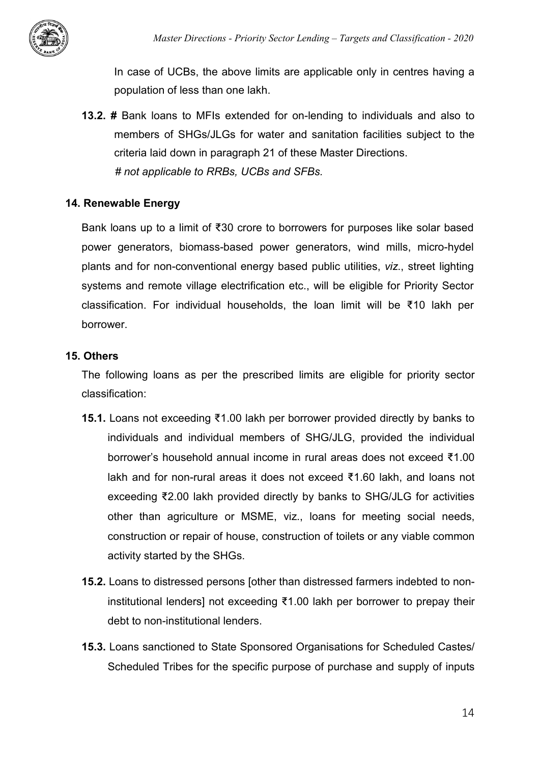In case of UCBs, the above limits are applicable only in centres having a population of less than one lakh.

**13.2. #** Bank loans to MFIs extended for on-lending to individuals and also to members of SHGs/JLGs for water and sanitation facilities subject to the criteria laid down in paragraph 21 of these Master Directions.
*# not applicable to RRBs, UCBs and SFBs.*

**14. Renewable Energy**

Bank loans up to a limit of ₹30 crore to borrowers for purposes like solar based power generators, biomass-based power generators, wind mills, micro-hydel plants and for non-conventional energy based public utilities, *viz*., street lighting systems and remote village electrification etc., will be eligible for Priority Sector classification. For individual households, the loan limit will be ₹10 lakh per borrower.

**15. Others**

The following loans as per the prescribed limits are eligible for priority sector classification:

**15.1.** Loans not exceeding ₹1.00 lakh per borrower provided directly by banks to individuals and individual members of SHG/JLG, provided the individual borrower's household annual income in rural areas does not exceed ₹1.00 lakh and for non-rural areas it does not exceed ₹1.60 lakh, and loans not exceeding ₹2.00 lakh provided directly by banks to SHG/JLG for activities other than agriculture or MSME, viz., loans for meeting social needs, construction or repair of house, construction of toilets or any viable common activity started by the SHGs.

**15.2.** Loans to distressed persons [other than distressed farmers indebted to non-institutional lenders] not exceeding ₹1.00 lakh per borrower to prepay their debt to non-institutional lenders.

**15.3.** Loans sanctioned to State Sponsored Organisations for Scheduled Castes/ Scheduled Tribes for the specific purpose of purchase and supply of inputs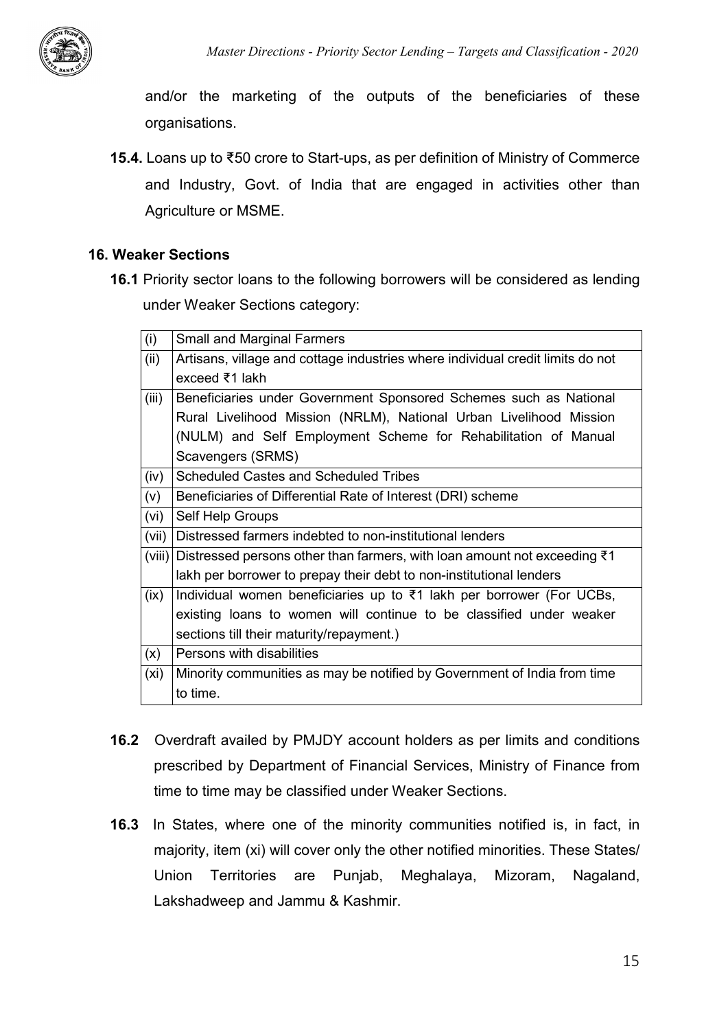and/or the marketing of the outputs of the beneficiaries of these organisations.

**15.4.** Loans up to ₹50 crore to Start-ups, as per definition of Ministry of Commerce and Industry, Govt. of India that are engaged in activities other than Agriculture or MSME.

## 16. Weaker Sections

**16.1** Priority sector loans to the following borrowers will be considered as lending under Weaker Sections category:

| | |
|---|---|
| (i) | Small and Marginal Farmers |
| (ii) | Artisans, village and cottage industries where individual credit limits do not exceed ₹1 lakh |
| (iii) | Beneficiaries under Government Sponsored Schemes such as National Rural Livelihood Mission (NRLM), National Urban Livelihood Mission (NULM) and Self Employment Scheme for Rehabilitation of Manual Scavengers (SRMS) |
| (iv) | Scheduled Castes and Scheduled Tribes |
| (v) | Beneficiaries of Differential Rate of Interest (DRI) scheme |
| (vi) | Self Help Groups |
| (vii) | Distressed farmers indebted to non-institutional lenders |
| (viii) | Distressed persons other than farmers, with loan amount not exceeding ₹1 lakh per borrower to prepay their debt to non-institutional lenders |
| (ix) | Individual women beneficiaries up to ₹1 lakh per borrower (For UCBs, existing loans to women will continue to be classified under weaker sections till their maturity/repayment.) |
| (x) | Persons with disabilities |
| (xi) | Minority communities as may be notified by Government of India from time to time. |

**16.2** Overdraft availed by PMJDY account holders as per limits and conditions prescribed by Department of Financial Services, Ministry of Finance from time to time may be classified under Weaker Sections.

**16.3** In States, where one of the minority communities notified is, in fact, in majority, item (xi) will cover only the other notified minorities. These States/ Union Territories are Punjab, Meghalaya, Mizoram, Nagaland, Lakshadweep and Jammu & Kashmir.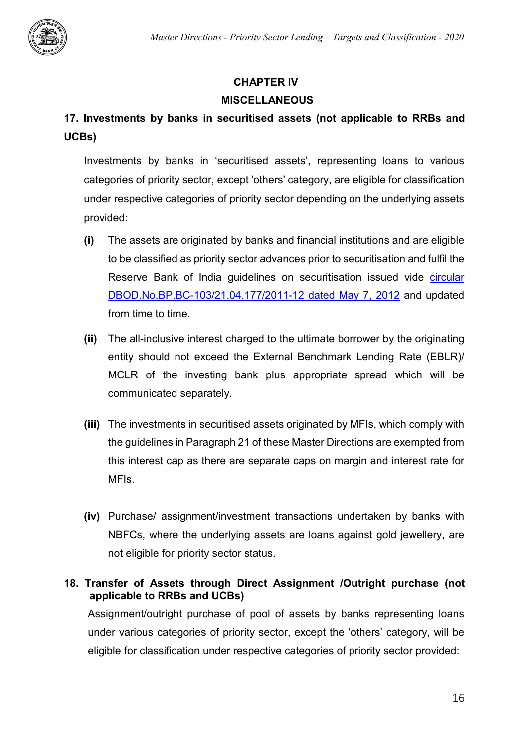## CHAPTER IV
## MISCELLANEOUS

### 17. Investments by banks in securitised assets (not applicable to RRBs and UCBs)

Investments by banks in 'securitised assets', representing loans to various categories of priority sector, except 'others' category, are eligible for classification under respective categories of priority sector depending on the underlying assets provided:

- **(i)** The assets are originated by banks and financial institutions and are eligible to be classified as priority sector advances prior to securitisation and fulfil the Reserve Bank of India guidelines on securitisation issued vide circular DBOD.No.BP.BC-103/21.04.177/2011-12 dated May 7, 2012 and updated from time to time.

- **(ii)** The all-inclusive interest charged to the ultimate borrower by the originating entity should not exceed the External Benchmark Lending Rate (EBLR)/ MCLR of the investing bank plus appropriate spread which will be communicated separately.

- **(iii)** The investments in securitised assets originated by MFIs, which comply with the guidelines in Paragraph 21 of these Master Directions are exempted from this interest cap as there are separate caps on margin and interest rate for MFIs.

- **(iv)** Purchase/ assignment/investment transactions undertaken by banks with NBFCs, where the underlying assets are loans against gold jewellery, are not eligible for priority sector status.

### 18. Transfer of Assets through Direct Assignment /Outright purchase (not applicable to RRBs and UCBs)

Assignment/outright purchase of pool of assets by banks representing loans under various categories of priority sector, except the 'others' category, will be eligible for classification under respective categories of priority sector provided: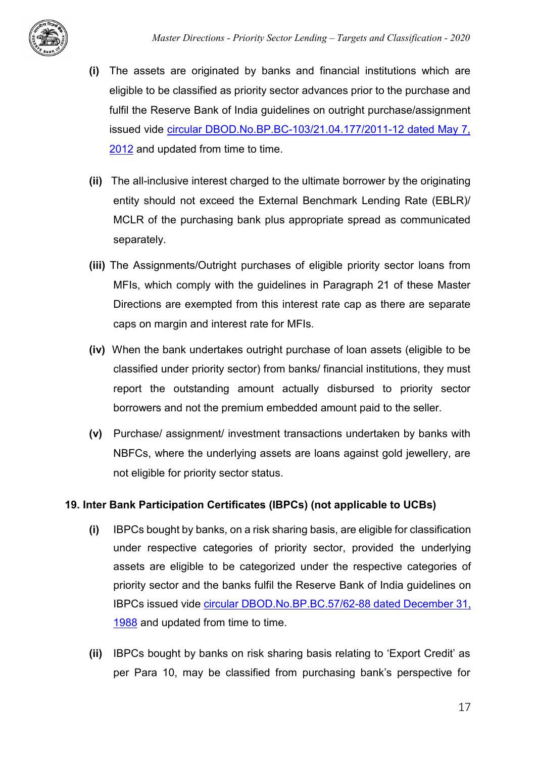**(i)** The assets are originated by banks and financial institutions which are eligible to be classified as priority sector advances prior to the purchase and fulfil the Reserve Bank of India guidelines on outright purchase/assignment issued vide circular DBOD.No.BP.BC-103/21.04.177/2011-12 dated May 7, 2012 and updated from time to time.

**(ii)** The all-inclusive interest charged to the ultimate borrower by the originating entity should not exceed the External Benchmark Lending Rate (EBLR)/ MCLR of the purchasing bank plus appropriate spread as communicated separately.

**(iii)** The Assignments/Outright purchases of eligible priority sector loans from MFIs, which comply with the guidelines in Paragraph 21 of these Master Directions are exempted from this interest rate cap as there are separate caps on margin and interest rate for MFIs.

**(iv)** When the bank undertakes outright purchase of loan assets (eligible to be classified under priority sector) from banks/ financial institutions, they must report the outstanding amount actually disbursed to priority sector borrowers and not the premium embedded amount paid to the seller.

**(v)** Purchase/ assignment/ investment transactions undertaken by banks with NBFCs, where the underlying assets are loans against gold jewellery, are not eligible for priority sector status.

**19. Inter Bank Participation Certificates (IBPCs) (not applicable to UCBs)**

**(i)** IBPCs bought by banks, on a risk sharing basis, are eligible for classification under respective categories of priority sector, provided the underlying assets are eligible to be categorized under the respective categories of priority sector and the banks fulfil the Reserve Bank of India guidelines on IBPCs issued vide circular DBOD.No.BP.BC.57/62-88 dated December 31, 1988 and updated from time to time.

**(ii)** IBPCs bought by banks on risk sharing basis relating to 'Export Credit' as per Para 10, may be classified from purchasing bank's perspective for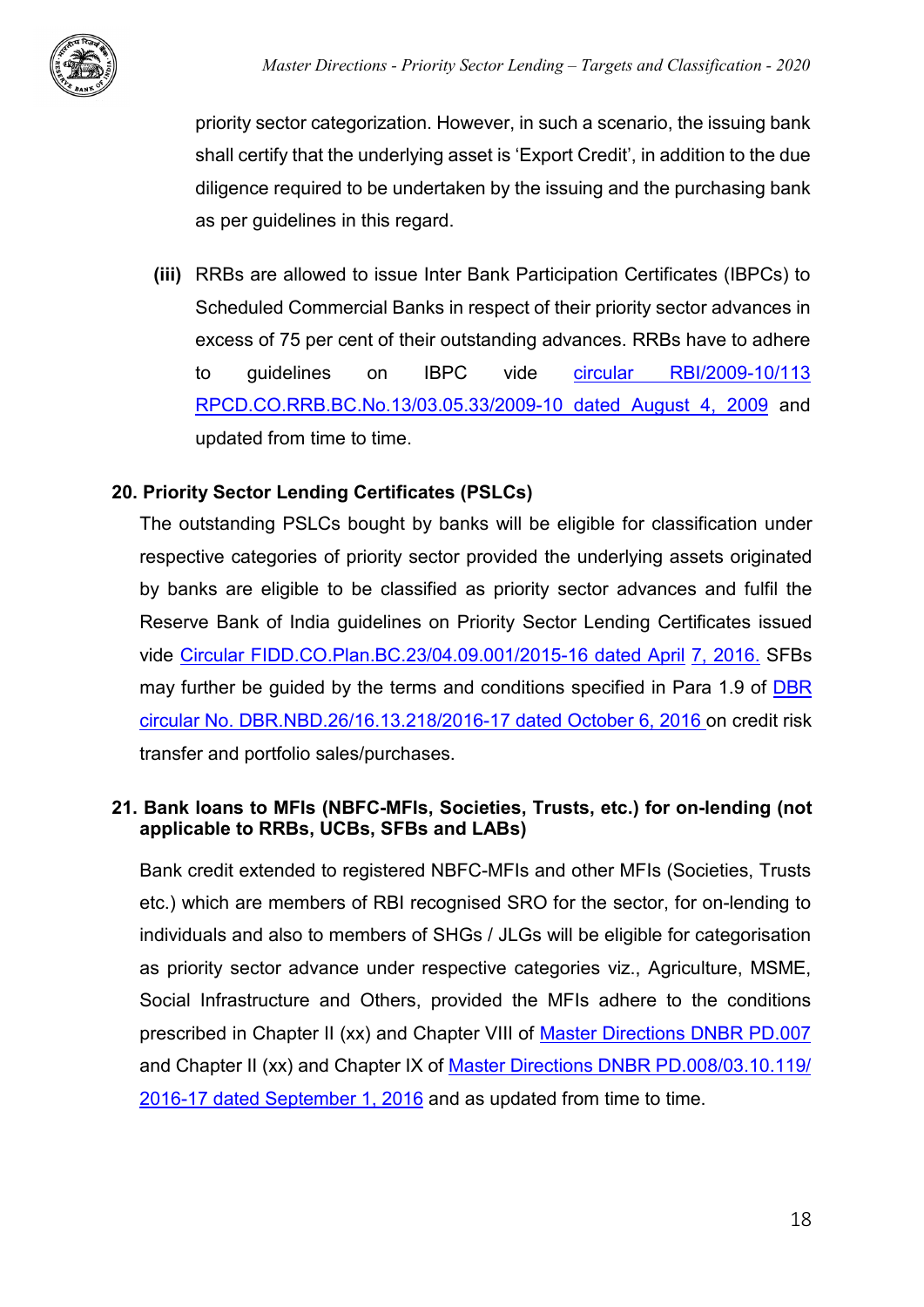priority sector categorization. However, in such a scenario, the issuing bank shall certify that the underlying asset is 'Export Credit', in addition to the due diligence required to be undertaken by the issuing and the purchasing bank as per guidelines in this regard.

**(iii)** RRBs are allowed to issue Inter Bank Participation Certificates (IBPCs) to Scheduled Commercial Banks in respect of their priority sector advances in excess of 75 per cent of their outstanding advances. RRBs have to adhere to guidelines on IBPC vide circular RBI/2009-10/113 RPCD.CO.RRB.BC.No.13/03.05.33/2009-10 dated August 4, 2009 and updated from time to time.

**20. Priority Sector Lending Certificates (PSLCs)**

The outstanding PSLCs bought by banks will be eligible for classification under respective categories of priority sector provided the underlying assets originated by banks are eligible to be classified as priority sector advances and fulfil the Reserve Bank of India guidelines on Priority Sector Lending Certificates issued vide Circular FIDD.CO.Plan.BC.23/04.09.001/2015-16 dated April 7, 2016. SFBs may further be guided by the terms and conditions specified in Para 1.9 of DBR circular No. DBR.NBD.26/16.13.218/2016-17 dated October 6, 2016 on credit risk transfer and portfolio sales/purchases.

**21. Bank loans to MFIs (NBFC-MFIs, Societies, Trusts, etc.) for on-lending (not applicable to RRBs, UCBs, SFBs and LABs)**

Bank credit extended to registered NBFC-MFIs and other MFIs (Societies, Trusts etc.) which are members of RBI recognised SRO for the sector, for on-lending to individuals and also to members of SHGs / JLGs will be eligible for categorisation as priority sector advance under respective categories viz., Agriculture, MSME, Social Infrastructure and Others, provided the MFIs adhere to the conditions prescribed in Chapter II (xx) and Chapter VIII of Master Directions DNBR PD.007 and Chapter II (xx) and Chapter IX of Master Directions DNBR PD.008/03.10.119/2016-17 dated September 1, 2016 and as updated from time to time.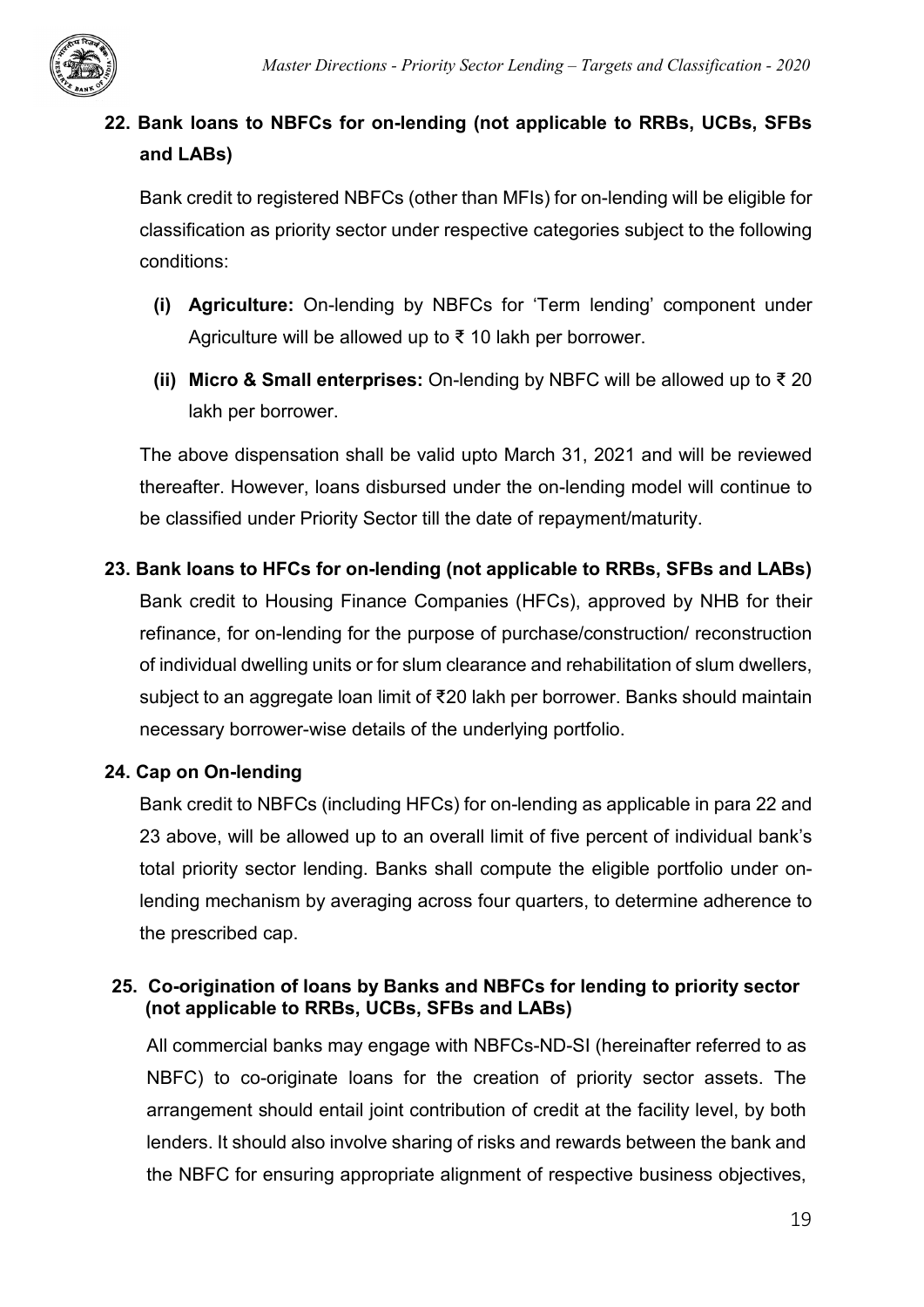## 22. Bank loans to NBFCs for on-lending (not applicable to RRBs, UCBs, SFBs and LABs)

Bank credit to registered NBFCs (other than MFIs) for on-lending will be eligible for classification as priority sector under respective categories subject to the following conditions:

**(i) Agriculture:** On-lending by NBFCs for 'Term lending' component under Agriculture will be allowed up to ₹ 10 lakh per borrower.

**(ii) Micro & Small enterprises:** On-lending by NBFC will be allowed up to ₹ 20 lakh per borrower.

The above dispensation shall be valid upto March 31, 2021 and will be reviewed thereafter. However, loans disbursed under the on-lending model will continue to be classified under Priority Sector till the date of repayment/maturity.

## 23. Bank loans to HFCs for on-lending (not applicable to RRBs, SFBs and LABs)

Bank credit to Housing Finance Companies (HFCs), approved by NHB for their refinance, for on-lending for the purpose of purchase/construction/ reconstruction of individual dwelling units or for slum clearance and rehabilitation of slum dwellers, subject to an aggregate loan limit of ₹20 lakh per borrower. Banks should maintain necessary borrower-wise details of the underlying portfolio.

## 24. Cap on On-lending

Bank credit to NBFCs (including HFCs) for on-lending as applicable in para 22 and 23 above, will be allowed up to an overall limit of five percent of individual bank's total priority sector lending. Banks shall compute the eligible portfolio under on-lending mechanism by averaging across four quarters, to determine adherence to the prescribed cap.

## 25. Co-origination of loans by Banks and NBFCs for lending to priority sector (not applicable to RRBs, UCBs, SFBs and LABs)

All commercial banks may engage with NBFCs-ND-SI (hereinafter referred to as NBFC) to co-originate loans for the creation of priority sector assets. The arrangement should entail joint contribution of credit at the facility level, by both lenders. It should also involve sharing of risks and rewards between the bank and the NBFC for ensuring appropriate alignment of respective business objectives,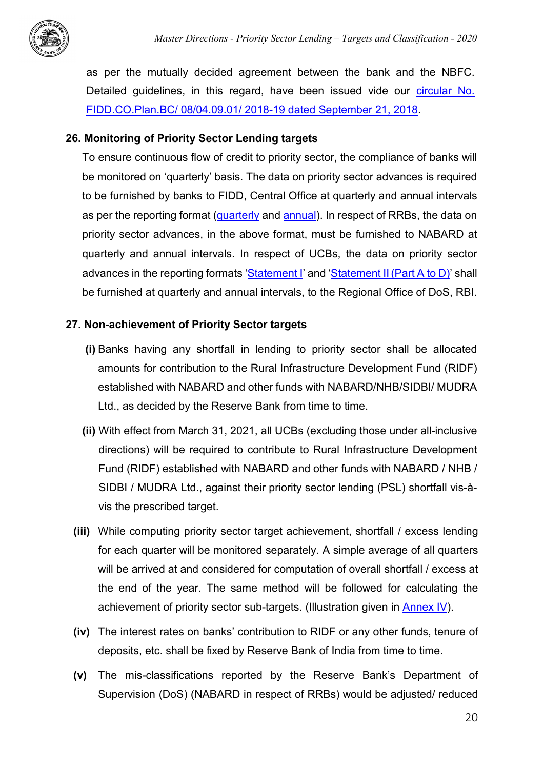as per the mutually decided agreement between the bank and the NBFC. Detailed guidelines, in this regard, have been issued vide our circular No. FIDD.CO.Plan.BC/ 08/04.09.01/ 2018-19 dated September 21, 2018.

**26. Monitoring of Priority Sector Lending targets**

To ensure continuous flow of credit to priority sector, the compliance of banks will be monitored on 'quarterly' basis. The data on priority sector advances is required to be furnished by banks to FIDD, Central Office at quarterly and annual intervals as per the reporting format (quarterly and annual). In respect of RRBs, the data on priority sector advances, in the above format, must be furnished to NABARD at quarterly and annual intervals. In respect of UCBs, the data on priority sector advances in the reporting formats 'Statement I' and 'Statement II (Part A to D)' shall be furnished at quarterly and annual intervals, to the Regional Office of DoS, RBI.

**27. Non-achievement of Priority Sector targets**

**(i)** Banks having any shortfall in lending to priority sector shall be allocated amounts for contribution to the Rural Infrastructure Development Fund (RIDF) established with NABARD and other funds with NABARD/NHB/SIDBI/ MUDRA Ltd., as decided by the Reserve Bank from time to time.

**(ii)** With effect from March 31, 2021, all UCBs (excluding those under all-inclusive directions) will be required to contribute to Rural Infrastructure Development Fund (RIDF) established with NABARD and other funds with NABARD / NHB / SIDBI / MUDRA Ltd., against their priority sector lending (PSL) shortfall vis-à-vis the prescribed target.

**(iii)** While computing priority sector target achievement, shortfall / excess lending for each quarter will be monitored separately. A simple average of all quarters will be arrived at and considered for computation of overall shortfall / excess at the end of the year. The same method will be followed for calculating the achievement of priority sector sub-targets. (Illustration given in Annex IV).

**(iv)** The interest rates on banks' contribution to RIDF or any other funds, tenure of deposits, etc. shall be fixed by Reserve Bank of India from time to time.

**(v)** The mis-classifications reported by the Reserve Bank's Department of Supervision (DoS) (NABARD in respect of RRBs) would be adjusted/ reduced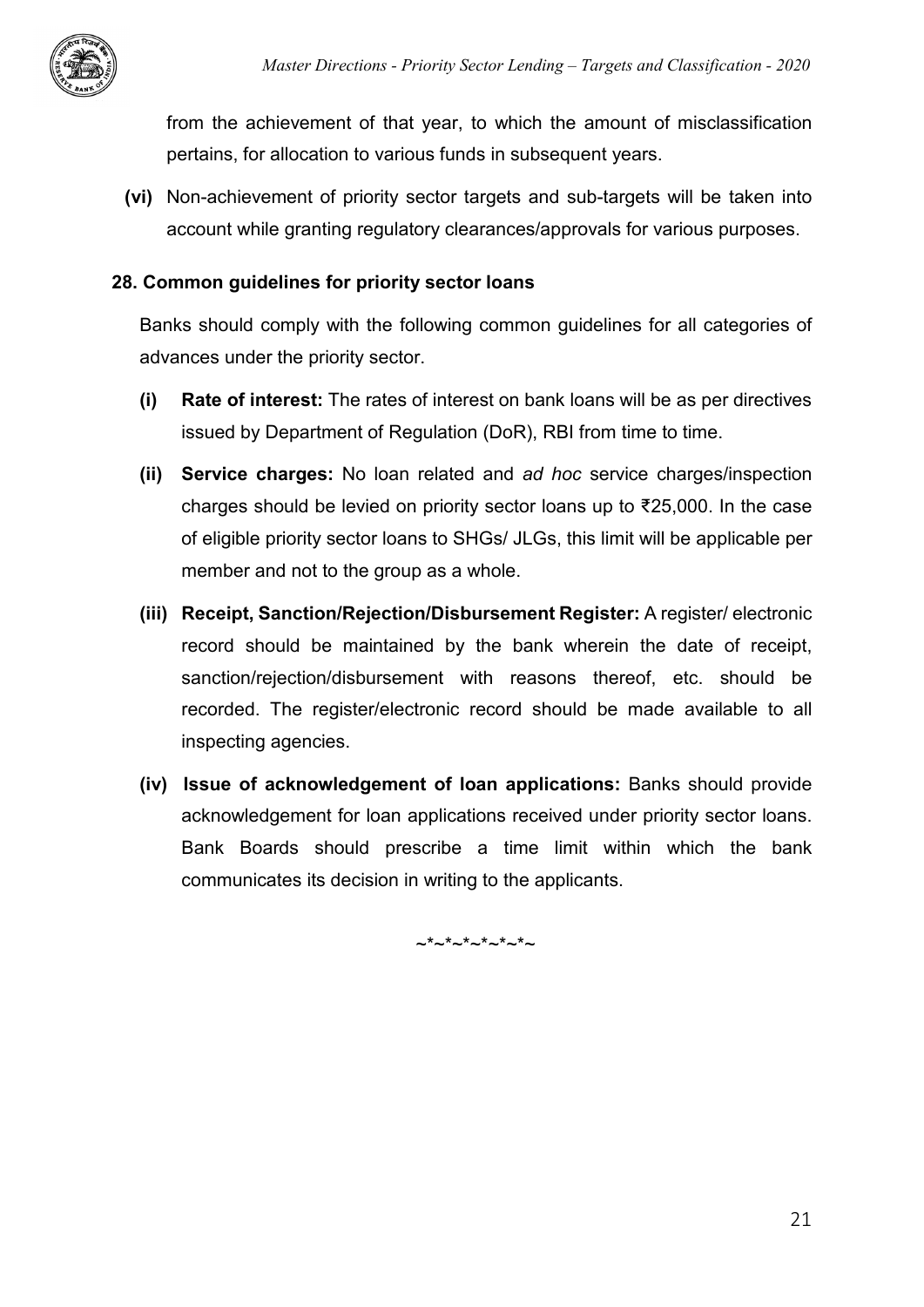from the achievement of that year, to which the amount of misclassification pertains, for allocation to various funds in subsequent years.

**(vi)** Non-achievement of priority sector targets and sub-targets will be taken into account while granting regulatory clearances/approvals for various purposes.

### 28. Common guidelines for priority sector loans

Banks should comply with the following common guidelines for all categories of advances under the priority sector.

**(i) Rate of interest:** The rates of interest on bank loans will be as per directives issued by Department of Regulation (DoR), RBI from time to time.

**(ii) Service charges:** No loan related and *ad hoc* service charges/inspection charges should be levied on priority sector loans up to ₹25,000. In the case of eligible priority sector loans to SHGs/ JLGs, this limit will be applicable per member and not to the group as a whole.

**(iii) Receipt, Sanction/Rejection/Disbursement Register:** A register/ electronic record should be maintained by the bank wherein the date of receipt, sanction/rejection/disbursement with reasons thereof, etc. should be recorded. The register/electronic record should be made available to all inspecting agencies.

**(iv) Issue of acknowledgement of loan applications:** Banks should provide acknowledgement for loan applications received under priority sector loans. Bank Boards should prescribe a time limit within which the bank communicates its decision in writing to the applicants.

~*~*~*~*~*~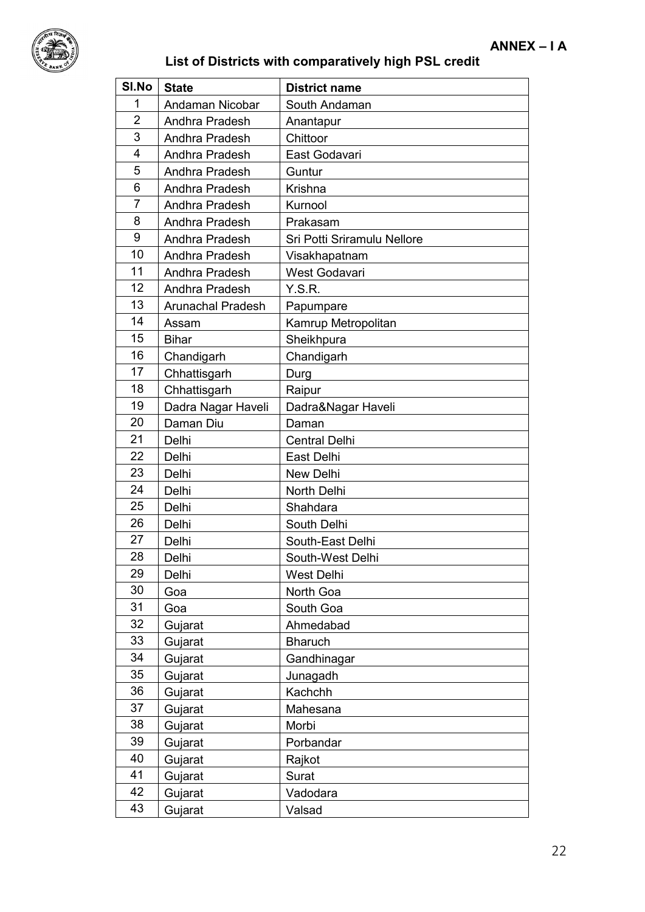**ANNEX – I A**

## List of Districts with comparatively high PSL credit

| Sl.No | State | District name |
|---|---|---|
| 1 | Andaman Nicobar | South Andaman |
| 2 | Andhra Pradesh | Anantapur |
| 3 | Andhra Pradesh | Chittoor |
| 4 | Andhra Pradesh | East Godavari |
| 5 | Andhra Pradesh | Guntur |
| 6 | Andhra Pradesh | Krishna |
| 7 | Andhra Pradesh | Kurnool |
| 8 | Andhra Pradesh | Prakasam |
| 9 | Andhra Pradesh | Sri Potti Sriramulu Nellore |
| 10 | Andhra Pradesh | Visakhapatnam |
| 11 | Andhra Pradesh | West Godavari |
| 12 | Andhra Pradesh | Y.S.R. |
| 13 | Arunachal Pradesh | Papumpare |
| 14 | Assam | Kamrup Metropolitan |
| 15 | Bihar | Sheikhpura |
| 16 | Chandigarh | Chandigarh |
| 17 | Chhattisgarh | Durg |
| 18 | Chhattisgarh | Raipur |
| 19 | Dadra Nagar Haveli | Dadra&Nagar Haveli |
| 20 | Daman Diu | Daman |
| 21 | Delhi | Central Delhi |
| 22 | Delhi | East Delhi |
| 23 | Delhi | New Delhi |
| 24 | Delhi | North Delhi |
| 25 | Delhi | Shahdara |
| 26 | Delhi | South Delhi |
| 27 | Delhi | South-East Delhi |
| 28 | Delhi | South-West Delhi |
| 29 | Delhi | West Delhi |
| 30 | Goa | North Goa |
| 31 | Goa | South Goa |
| 32 | Gujarat | Ahmedabad |
| 33 | Gujarat | Bharuch |
| 34 | Gujarat | Gandhinagar |
| 35 | Gujarat | Junagadh |
| 36 | Gujarat | Kachchh |
| 37 | Gujarat | Mahesana |
| 38 | Gujarat | Morbi |
| 39 | Gujarat | Porbandar |
| 40 | Gujarat | Rajkot |
| 41 | Gujarat | Surat |
| 42 | Gujarat | Vadodara |
| 43 | Gujarat | Valsad |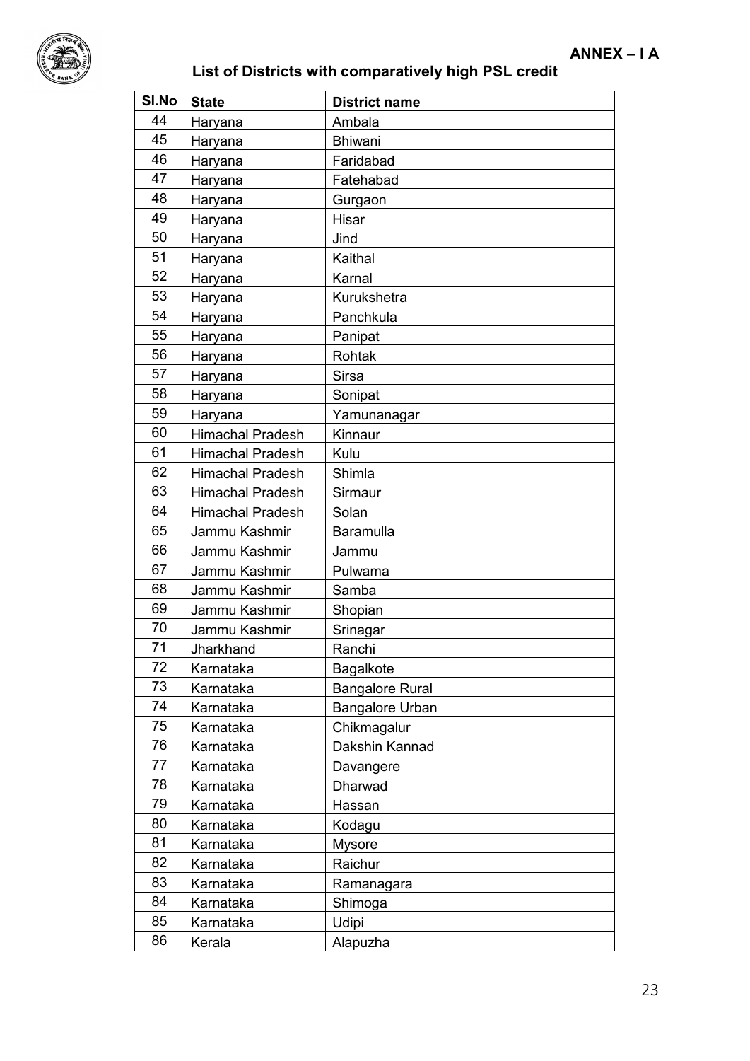**ANNEX – I A**

## List of Districts with comparatively high PSL credit

| Sl.No | State | District name |
|---|---|---|
| 44 | Haryana | Ambala |
| 45 | Haryana | Bhiwani |
| 46 | Haryana | Faridabad |
| 47 | Haryana | Fatehabad |
| 48 | Haryana | Gurgaon |
| 49 | Haryana | Hisar |
| 50 | Haryana | Jind |
| 51 | Haryana | Kaithal |
| 52 | Haryana | Karnal |
| 53 | Haryana | Kurukshetra |
| 54 | Haryana | Panchkula |
| 55 | Haryana | Panipat |
| 56 | Haryana | Rohtak |
| 57 | Haryana | Sirsa |
| 58 | Haryana | Sonipat |
| 59 | Haryana | Yamunanagar |
| 60 | Himachal Pradesh | Kinnaur |
| 61 | Himachal Pradesh | Kulu |
| 62 | Himachal Pradesh | Shimla |
| 63 | Himachal Pradesh | Sirmaur |
| 64 | Himachal Pradesh | Solan |
| 65 | Jammu Kashmir | Baramulla |
| 66 | Jammu Kashmir | Jammu |
| 67 | Jammu Kashmir | Pulwama |
| 68 | Jammu Kashmir | Samba |
| 69 | Jammu Kashmir | Shopian |
| 70 | Jammu Kashmir | Srinagar |
| 71 | Jharkhand | Ranchi |
| 72 | Karnataka | Bagalkote |
| 73 | Karnataka | Bangalore Rural |
| 74 | Karnataka | Bangalore Urban |
| 75 | Karnataka | Chikmagalur |
| 76 | Karnataka | Dakshin Kannad |
| 77 | Karnataka | Davangere |
| 78 | Karnataka | Dharwad |
| 79 | Karnataka | Hassan |
| 80 | Karnataka | Kodagu |
| 81 | Karnataka | Mysore |
| 82 | Karnataka | Raichur |
| 83 | Karnataka | Ramanagara |
| 84 | Karnataka | Shimoga |
| 85 | Karnataka | Udipi |
| 86 | Kerala | Alapuzha |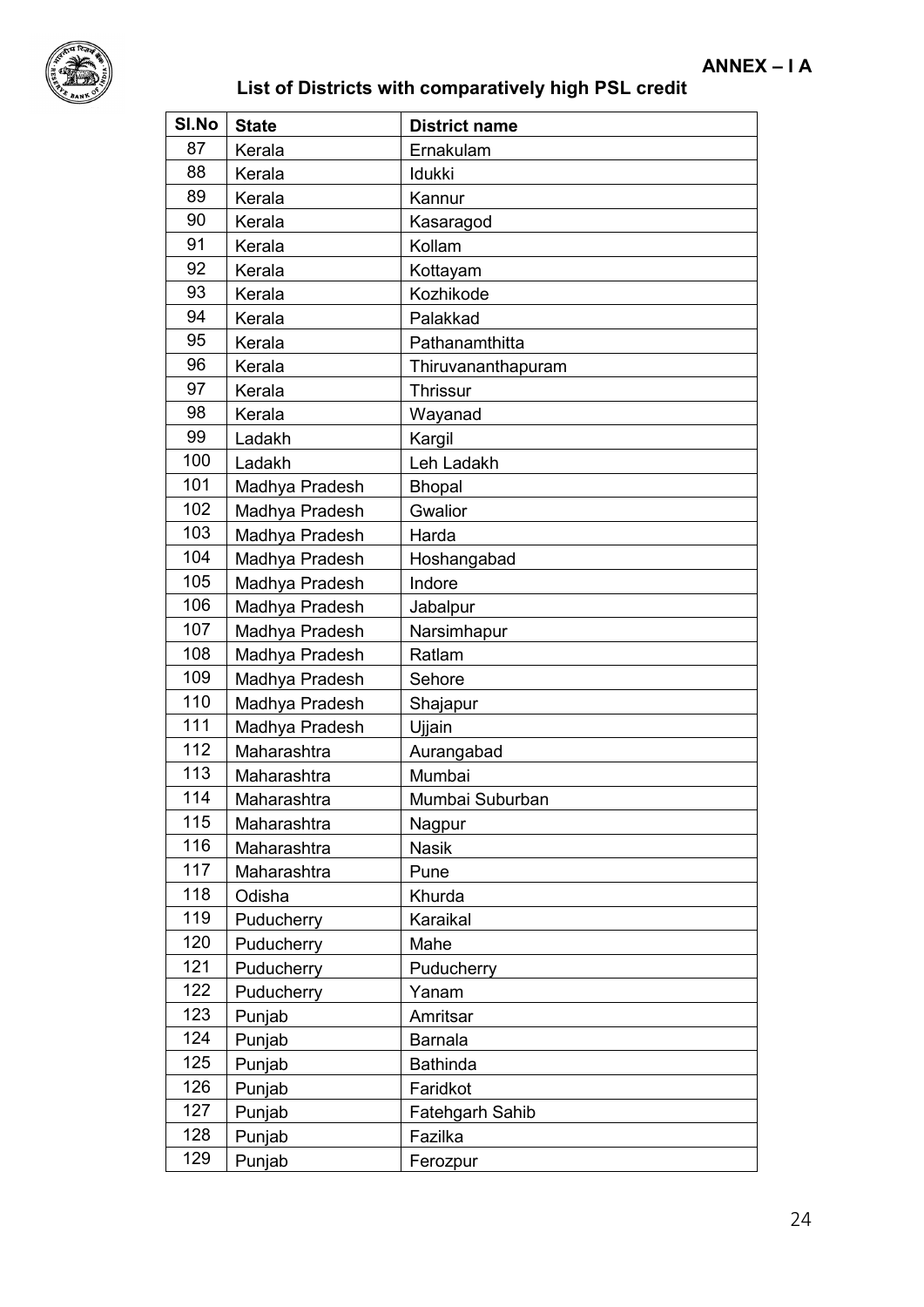**ANNEX – I A**

## List of Districts with comparatively high PSL credit

| Sl.No | State | District name |
|---|---|---|
| 87 | Kerala | Ernakulam |
| 88 | Kerala | Idukki |
| 89 | Kerala | Kannur |
| 90 | Kerala | Kasaragod |
| 91 | Kerala | Kollam |
| 92 | Kerala | Kottayam |
| 93 | Kerala | Kozhikode |
| 94 | Kerala | Palakkad |
| 95 | Kerala | Pathanamthitta |
| 96 | Kerala | Thiruvananthapuram |
| 97 | Kerala | Thrissur |
| 98 | Kerala | Wayanad |
| 99 | Ladakh | Kargil |
| 100 | Ladakh | Leh Ladakh |
| 101 | Madhya Pradesh | Bhopal |
| 102 | Madhya Pradesh | Gwalior |
| 103 | Madhya Pradesh | Harda |
| 104 | Madhya Pradesh | Hoshangabad |
| 105 | Madhya Pradesh | Indore |
| 106 | Madhya Pradesh | Jabalpur |
| 107 | Madhya Pradesh | Narsimhapur |
| 108 | Madhya Pradesh | Ratlam |
| 109 | Madhya Pradesh | Sehore |
| 110 | Madhya Pradesh | Shajapur |
| 111 | Madhya Pradesh | Ujjain |
| 112 | Maharashtra | Aurangabad |
| 113 | Maharashtra | Mumbai |
| 114 | Maharashtra | Mumbai Suburban |
| 115 | Maharashtra | Nagpur |
| 116 | Maharashtra | Nasik |
| 117 | Maharashtra | Pune |
| 118 | Odisha | Khurda |
| 119 | Puducherry | Karaikal |
| 120 | Puducherry | Mahe |
| 121 | Puducherry | Puducherry |
| 122 | Puducherry | Yanam |
| 123 | Punjab | Amritsar |
| 124 | Punjab | Barnala |
| 125 | Punjab | Bathinda |
| 126 | Punjab | Faridkot |
| 127 | Punjab | Fatehgarh Sahib |
| 128 | Punjab | Fazilka |
| 129 | Punjab | Ferozpur |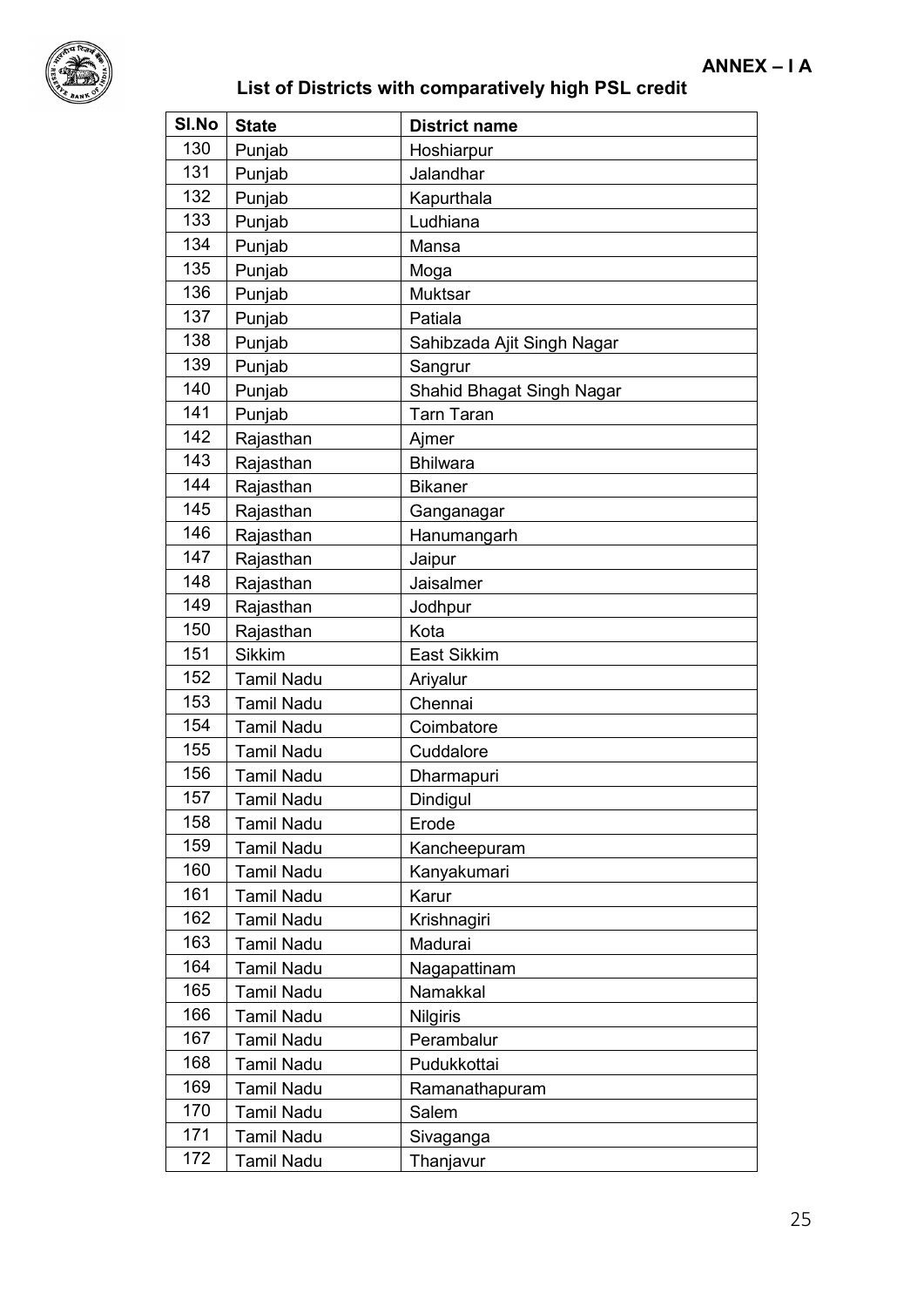**ANNEX – I A**

## List of Districts with comparatively high PSL credit

| Sl.No | State | District name |
|---|---|---|
| 130 | Punjab | Hoshiarpur |
| 131 | Punjab | Jalandhar |
| 132 | Punjab | Kapurthala |
| 133 | Punjab | Ludhiana |
| 134 | Punjab | Mansa |
| 135 | Punjab | Moga |
| 136 | Punjab | Muktsar |
| 137 | Punjab | Patiala |
| 138 | Punjab | Sahibzada Ajit Singh Nagar |
| 139 | Punjab | Sangrur |
| 140 | Punjab | Shahid Bhagat Singh Nagar |
| 141 | Punjab | Tarn Taran |
| 142 | Rajasthan | Ajmer |
| 143 | Rajasthan | Bhilwara |
| 144 | Rajasthan | Bikaner |
| 145 | Rajasthan | Ganganagar |
| 146 | Rajasthan | Hanumangarh |
| 147 | Rajasthan | Jaipur |
| 148 | Rajasthan | Jaisalmer |
| 149 | Rajasthan | Jodhpur |
| 150 | Rajasthan | Kota |
| 151 | Sikkim | East Sikkim |
| 152 | Tamil Nadu | Ariyalur |
| 153 | Tamil Nadu | Chennai |
| 154 | Tamil Nadu | Coimbatore |
| 155 | Tamil Nadu | Cuddalore |
| 156 | Tamil Nadu | Dharmapuri |
| 157 | Tamil Nadu | Dindigul |
| 158 | Tamil Nadu | Erode |
| 159 | Tamil Nadu | Kancheepuram |
| 160 | Tamil Nadu | Kanyakumari |
| 161 | Tamil Nadu | Karur |
| 162 | Tamil Nadu | Krishnagiri |
| 163 | Tamil Nadu | Madurai |
| 164 | Tamil Nadu | Nagapattinam |
| 165 | Tamil Nadu | Namakkal |
| 166 | Tamil Nadu | Nilgiris |
| 167 | Tamil Nadu | Perambalur |
| 168 | Tamil Nadu | Pudukkottai |
| 169 | Tamil Nadu | Ramanathapuram |
| 170 | Tamil Nadu | Salem |
| 171 | Tamil Nadu | Sivaganga |
| 172 | Tamil Nadu | Thanjavur |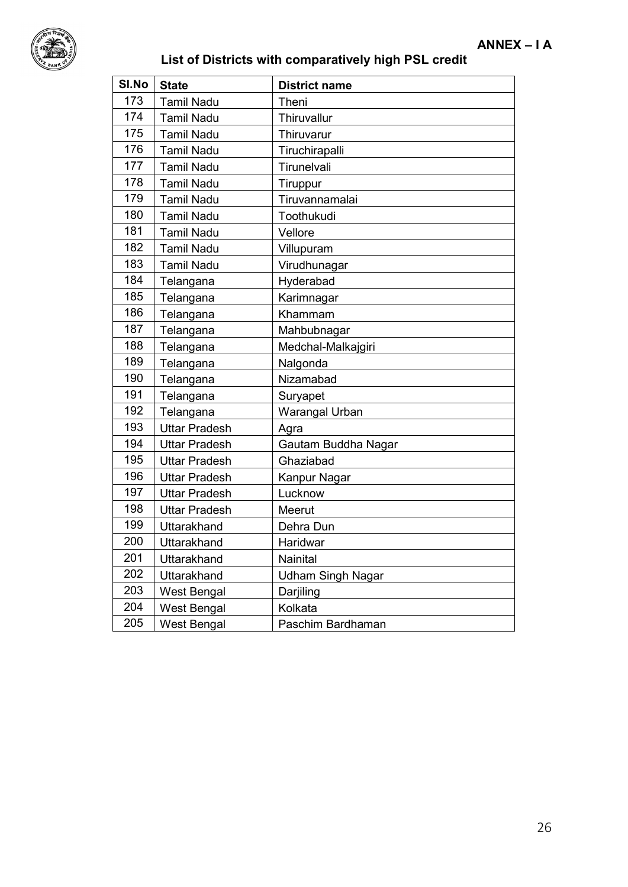**ANNEX – I A**

## List of Districts with comparatively high PSL credit

| Sl.No | State | District name |
|---|---|---|
| 173 | Tamil Nadu | Theni |
| 174 | Tamil Nadu | Thiruvallur |
| 175 | Tamil Nadu | Thiruvarur |
| 176 | Tamil Nadu | Tiruchirapalli |
| 177 | Tamil Nadu | Tirunelvali |
| 178 | Tamil Nadu | Tiruppur |
| 179 | Tamil Nadu | Tiruvannamalai |
| 180 | Tamil Nadu | Toothukudi |
| 181 | Tamil Nadu | Vellore |
| 182 | Tamil Nadu | Villupuram |
| 183 | Tamil Nadu | Virudhunagar |
| 184 | Telangana | Hyderabad |
| 185 | Telangana | Karimnagar |
| 186 | Telangana | Khammam |
| 187 | Telangana | Mahbubnagar |
| 188 | Telangana | Medchal-Malkajgiri |
| 189 | Telangana | Nalgonda |
| 190 | Telangana | Nizamabad |
| 191 | Telangana | Suryapet |
| 192 | Telangana | Warangal Urban |
| 193 | Uttar Pradesh | Agra |
| 194 | Uttar Pradesh | Gautam Buddha Nagar |
| 195 | Uttar Pradesh | Ghaziabad |
| 196 | Uttar Pradesh | Kanpur Nagar |
| 197 | Uttar Pradesh | Lucknow |
| 198 | Uttar Pradesh | Meerut |
| 199 | Uttarakhand | Dehra Dun |
| 200 | Uttarakhand | Haridwar |
| 201 | Uttarakhand | Nainital |
| 202 | Uttarakhand | Udham Singh Nagar |
| 203 | West Bengal | Darjiling |
| 204 | West Bengal | Kolkata |
| 205 | West Bengal | Paschim Bardhaman |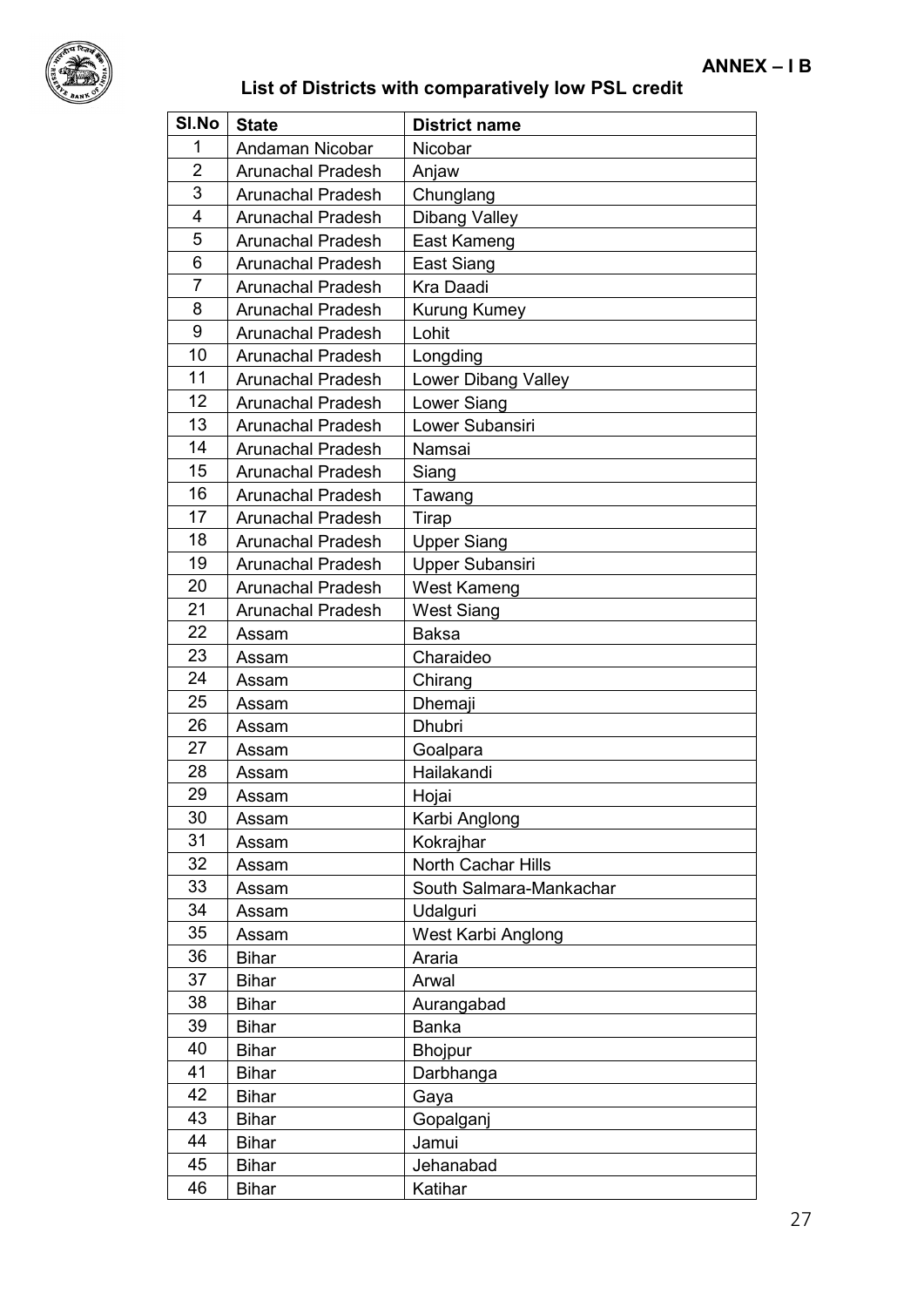**ANNEX – I B**

## List of Districts with comparatively low PSL credit

| Sl.No | State | District name |
|---|---|---|
| 1 | Andaman Nicobar | Nicobar |
| 2 | Arunachal Pradesh | Anjaw |
| 3 | Arunachal Pradesh | Chunglang |
| 4 | Arunachal Pradesh | Dibang Valley |
| 5 | Arunachal Pradesh | East Kameng |
| 6 | Arunachal Pradesh | East Siang |
| 7 | Arunachal Pradesh | Kra Daadi |
| 8 | Arunachal Pradesh | Kurung Kumey |
| 9 | Arunachal Pradesh | Lohit |
| 10 | Arunachal Pradesh | Longding |
| 11 | Arunachal Pradesh | Lower Dibang Valley |
| 12 | Arunachal Pradesh | Lower Siang |
| 13 | Arunachal Pradesh | Lower Subansiri |
| 14 | Arunachal Pradesh | Namsai |
| 15 | Arunachal Pradesh | Siang |
| 16 | Arunachal Pradesh | Tawang |
| 17 | Arunachal Pradesh | Tirap |
| 18 | Arunachal Pradesh | Upper Siang |
| 19 | Arunachal Pradesh | Upper Subansiri |
| 20 | Arunachal Pradesh | West Kameng |
| 21 | Arunachal Pradesh | West Siang |
| 22 | Assam | Baksa |
| 23 | Assam | Charaideo |
| 24 | Assam | Chirang |
| 25 | Assam | Dhemaji |
| 26 | Assam | Dhubri |
| 27 | Assam | Goalpara |
| 28 | Assam | Hailakandi |
| 29 | Assam | Hojai |
| 30 | Assam | Karbi Anglong |
| 31 | Assam | Kokrajhar |
| 32 | Assam | North Cachar Hills |
| 33 | Assam | South Salmara-Mankachar |
| 34 | Assam | Udalguri |
| 35 | Assam | West Karbi Anglong |
| 36 | Bihar | Araria |
| 37 | Bihar | Arwal |
| 38 | Bihar | Aurangabad |
| 39 | Bihar | Banka |
| 40 | Bihar | Bhojpur |
| 41 | Bihar | Darbhanga |
| 42 | Bihar | Gaya |
| 43 | Bihar | Gopalganj |
| 44 | Bihar | Jamui |
| 45 | Bihar | Jehanabad |
| 46 | Bihar | Katihar |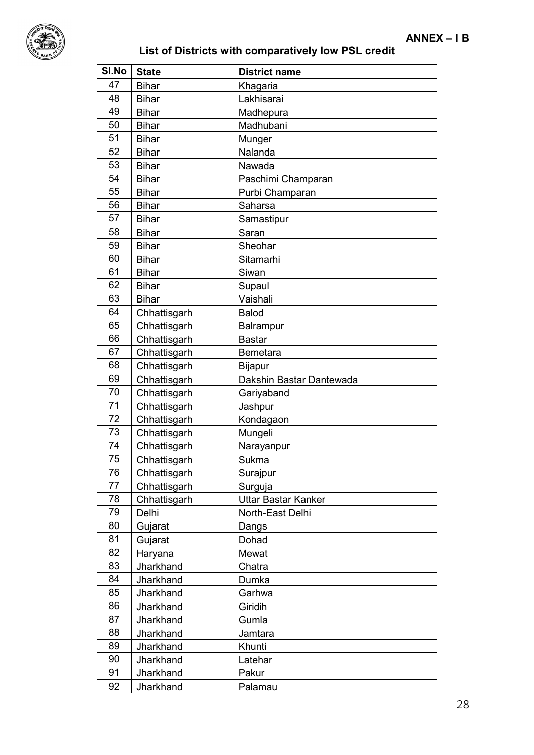**ANNEX – I B**

## List of Districts with comparatively low PSL credit

| Sl.No | State | District name |
|---|---|---|
| 47 | Bihar | Khagaria |
| 48 | Bihar | Lakhisarai |
| 49 | Bihar | Madhepura |
| 50 | Bihar | Madhubani |
| 51 | Bihar | Munger |
| 52 | Bihar | Nalanda |
| 53 | Bihar | Nawada |
| 54 | Bihar | Paschimi Champaran |
| 55 | Bihar | Purbi Champaran |
| 56 | Bihar | Saharsa |
| 57 | Bihar | Samastipur |
| 58 | Bihar | Saran |
| 59 | Bihar | Sheohar |
| 60 | Bihar | Sitamarhi |
| 61 | Bihar | Siwan |
| 62 | Bihar | Supaul |
| 63 | Bihar | Vaishali |
| 64 | Chhattisgarh | Balod |
| 65 | Chhattisgarh | Balrampur |
| 66 | Chhattisgarh | Bastar |
| 67 | Chhattisgarh | Bemetara |
| 68 | Chhattisgarh | Bijapur |
| 69 | Chhattisgarh | Dakshin Bastar Dantewada |
| 70 | Chhattisgarh | Gariyaband |
| 71 | Chhattisgarh | Jashpur |
| 72 | Chhattisgarh | Kondagaon |
| 73 | Chhattisgarh | Mungeli |
| 74 | Chhattisgarh | Narayanpur |
| 75 | Chhattisgarh | Sukma |
| 76 | Chhattisgarh | Surajpur |
| 77 | Chhattisgarh | Surguja |
| 78 | Chhattisgarh | Uttar Bastar Kanker |
| 79 | Delhi | North-East Delhi |
| 80 | Gujarat | Dangs |
| 81 | Gujarat | Dohad |
| 82 | Haryana | Mewat |
| 83 | Jharkhand | Chatra |
| 84 | Jharkhand | Dumka |
| 85 | Jharkhand | Garhwa |
| 86 | Jharkhand | Giridih |
| 87 | Jharkhand | Gumla |
| 88 | Jharkhand | Jamtara |
| 89 | Jharkhand | Khunti |
| 90 | Jharkhand | Latehar |
| 91 | Jharkhand | Pakur |
| 92 | Jharkhand | Palamau |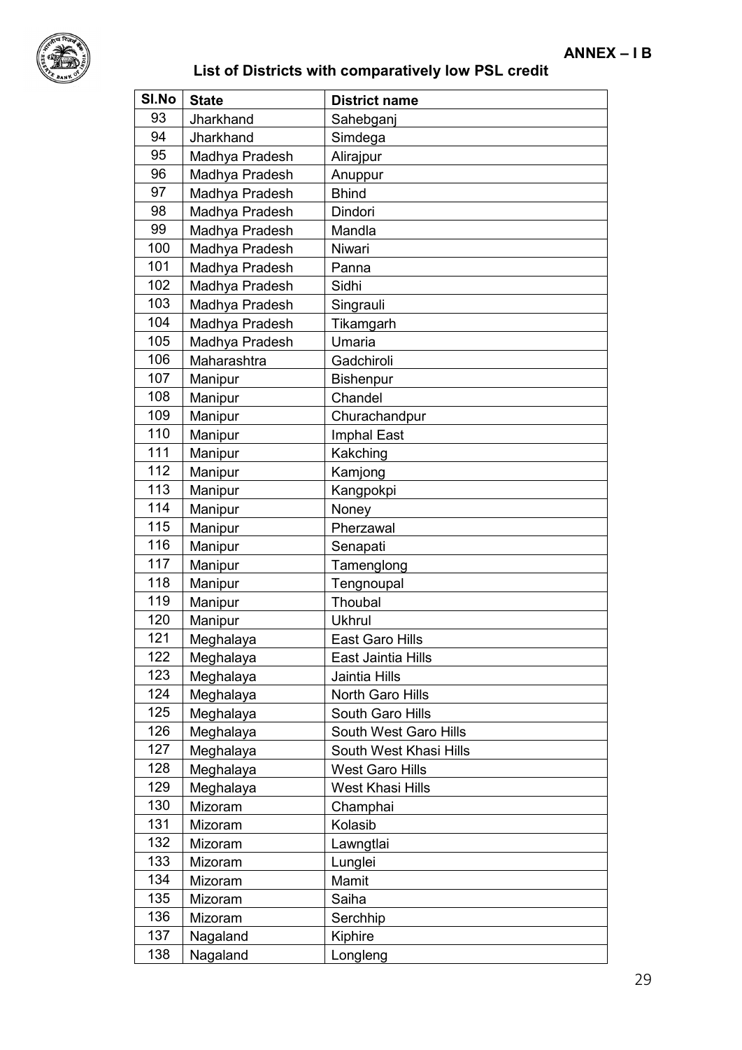**ANNEX – I B**

## List of Districts with comparatively low PSL credit

| Sl.No | State | District name |
|---|---|---|
| 93 | Jharkhand | Sahebganj |
| 94 | Jharkhand | Simdega |
| 95 | Madhya Pradesh | Alirajpur |
| 96 | Madhya Pradesh | Anuppur |
| 97 | Madhya Pradesh | Bhind |
| 98 | Madhya Pradesh | Dindori |
| 99 | Madhya Pradesh | Mandla |
| 100 | Madhya Pradesh | Niwari |
| 101 | Madhya Pradesh | Panna |
| 102 | Madhya Pradesh | Sidhi |
| 103 | Madhya Pradesh | Singrauli |
| 104 | Madhya Pradesh | Tikamgarh |
| 105 | Madhya Pradesh | Umaria |
| 106 | Maharashtra | Gadchiroli |
| 107 | Manipur | Bishenpur |
| 108 | Manipur | Chandel |
| 109 | Manipur | Churachandpur |
| 110 | Manipur | Imphal East |
| 111 | Manipur | Kakching |
| 112 | Manipur | Kamjong |
| 113 | Manipur | Kangpokpi |
| 114 | Manipur | Noney |
| 115 | Manipur | Pherzawal |
| 116 | Manipur | Senapati |
| 117 | Manipur | Tamenglong |
| 118 | Manipur | Tengnoupal |
| 119 | Manipur | Thoubal |
| 120 | Manipur | Ukhrul |
| 121 | Meghalaya | East Garo Hills |
| 122 | Meghalaya | East Jaintia Hills |
| 123 | Meghalaya | Jaintia Hills |
| 124 | Meghalaya | North Garo Hills |
| 125 | Meghalaya | South Garo Hills |
| 126 | Meghalaya | South West Garo Hills |
| 127 | Meghalaya | South West Khasi Hills |
| 128 | Meghalaya | West Garo Hills |
| 129 | Meghalaya | West Khasi Hills |
| 130 | Mizoram | Champhai |
| 131 | Mizoram | Kolasib |
| 132 | Mizoram | Lawngtlai |
| 133 | Mizoram | Lunglei |
| 134 | Mizoram | Mamit |
| 135 | Mizoram | Saiha |
| 136 | Mizoram | Serchhip |
| 137 | Nagaland | Kiphire |
| 138 | Nagaland | Longleng |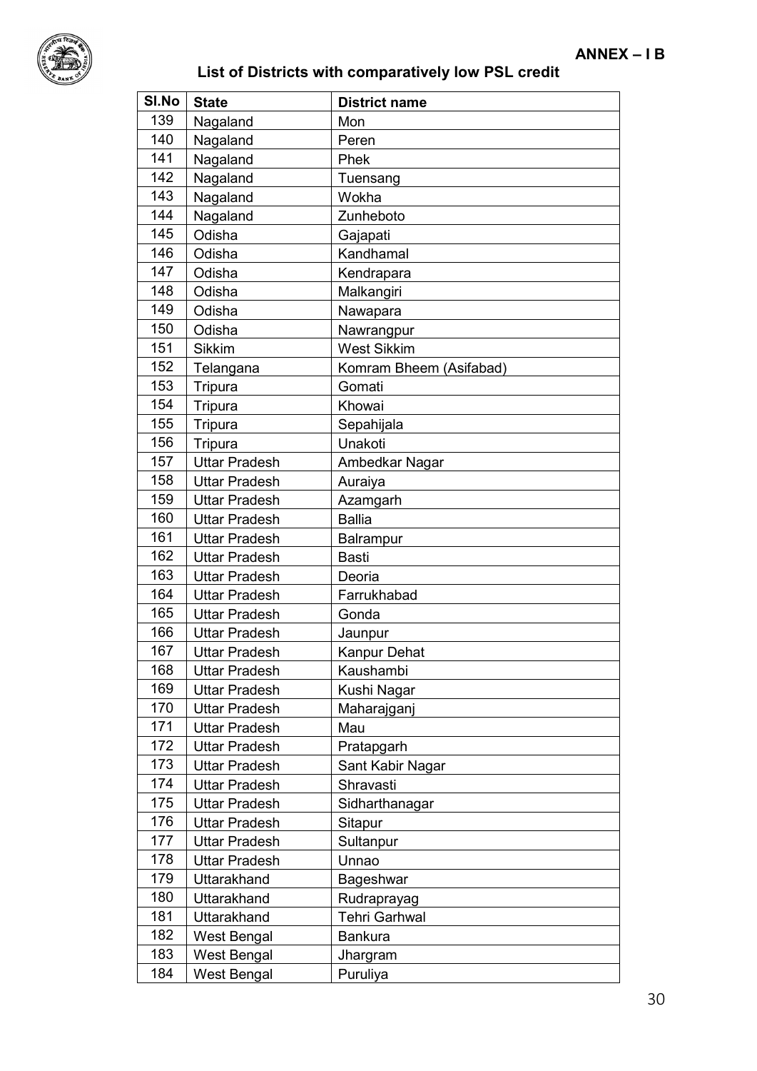**ANNEX – I B**

## List of Districts with comparatively low PSL credit

| Sl.No | State | District name |
|---|---|---|
| 139 | Nagaland | Mon |
| 140 | Nagaland | Peren |
| 141 | Nagaland | Phek |
| 142 | Nagaland | Tuensang |
| 143 | Nagaland | Wokha |
| 144 | Nagaland | Zunheboto |
| 145 | Odisha | Gajapati |
| 146 | Odisha | Kandhamal |
| 147 | Odisha | Kendrapara |
| 148 | Odisha | Malkangiri |
| 149 | Odisha | Nawapara |
| 150 | Odisha | Nawrangpur |
| 151 | Sikkim | West Sikkim |
| 152 | Telangana | Komram Bheem (Asifabad) |
| 153 | Tripura | Gomati |
| 154 | Tripura | Khowai |
| 155 | Tripura | Sepahijala |
| 156 | Tripura | Unakoti |
| 157 | Uttar Pradesh | Ambedkar Nagar |
| 158 | Uttar Pradesh | Auraiya |
| 159 | Uttar Pradesh | Azamgarh |
| 160 | Uttar Pradesh | Ballia |
| 161 | Uttar Pradesh | Balrampur |
| 162 | Uttar Pradesh | Basti |
| 163 | Uttar Pradesh | Deoria |
| 164 | Uttar Pradesh | Farrukhabad |
| 165 | Uttar Pradesh | Gonda |
| 166 | Uttar Pradesh | Jaunpur |
| 167 | Uttar Pradesh | Kanpur Dehat |
| 168 | Uttar Pradesh | Kaushambi |
| 169 | Uttar Pradesh | Kushi Nagar |
| 170 | Uttar Pradesh | Maharajganj |
| 171 | Uttar Pradesh | Mau |
| 172 | Uttar Pradesh | Pratapgarh |
| 173 | Uttar Pradesh | Sant Kabir Nagar |
| 174 | Uttar Pradesh | Shravasti |
| 175 | Uttar Pradesh | Sidharthanagar |
| 176 | Uttar Pradesh | Sitapur |
| 177 | Uttar Pradesh | Sultanpur |
| 178 | Uttar Pradesh | Unnao |
| 179 | Uttarakhand | Bageshwar |
| 180 | Uttarakhand | Rudraprayag |
| 181 | Uttarakhand | Tehri Garhwal |
| 182 | West Bengal | Bankura |
| 183 | West Bengal | Jhargram |
| 184 | West Bengal | Puruliya |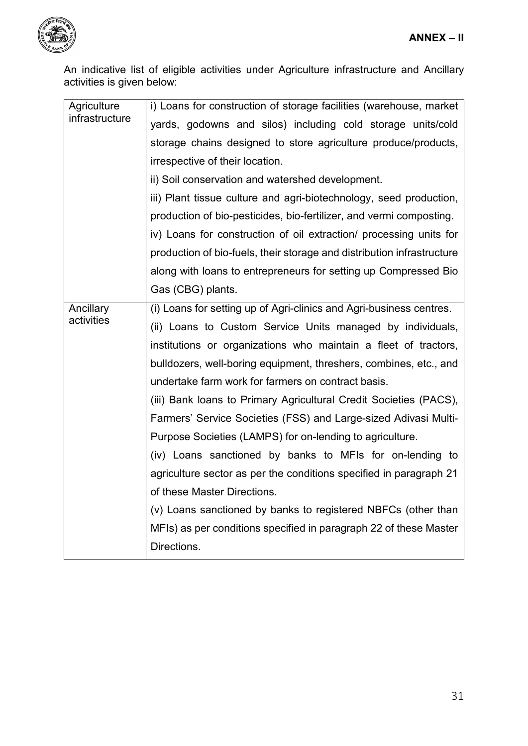**ANNEX – II**

An indicative list of eligible activities under Agriculture infrastructure and Ancillary activities is given below:

| | |
|---|---|
| Agriculture infrastructure | i) Loans for construction of storage facilities (warehouse, market yards, godowns and silos) including cold storage units/cold storage chains designed to store agriculture produce/products, irrespective of their location.<br>ii) Soil conservation and watershed development.<br>iii) Plant tissue culture and agri-biotechnology, seed production, production of bio-pesticides, bio-fertilizer, and vermi composting.<br>iv) Loans for construction of oil extraction/ processing units for production of bio-fuels, their storage and distribution infrastructure along with loans to entrepreneurs for setting up Compressed Bio Gas (CBG) plants. |
| Ancillary activities | (i) Loans for setting up of Agri-clinics and Agri-business centres.<br>(ii) Loans to Custom Service Units managed by individuals, institutions or organizations who maintain a fleet of tractors, bulldozers, well-boring equipment, threshers, combines, etc., and undertake farm work for farmers on contract basis.<br>(iii) Bank loans to Primary Agricultural Credit Societies (PACS), Farmers' Service Societies (FSS) and Large-sized Adivasi Multi-Purpose Societies (LAMPS) for on-lending to agriculture.<br>(iv) Loans sanctioned by banks to MFIs for on-lending to agriculture sector as per the conditions specified in paragraph 21 of these Master Directions.<br>(v) Loans sanctioned by banks to registered NBFCs (other than MFIs) as per conditions specified in paragraph 22 of these Master Directions. |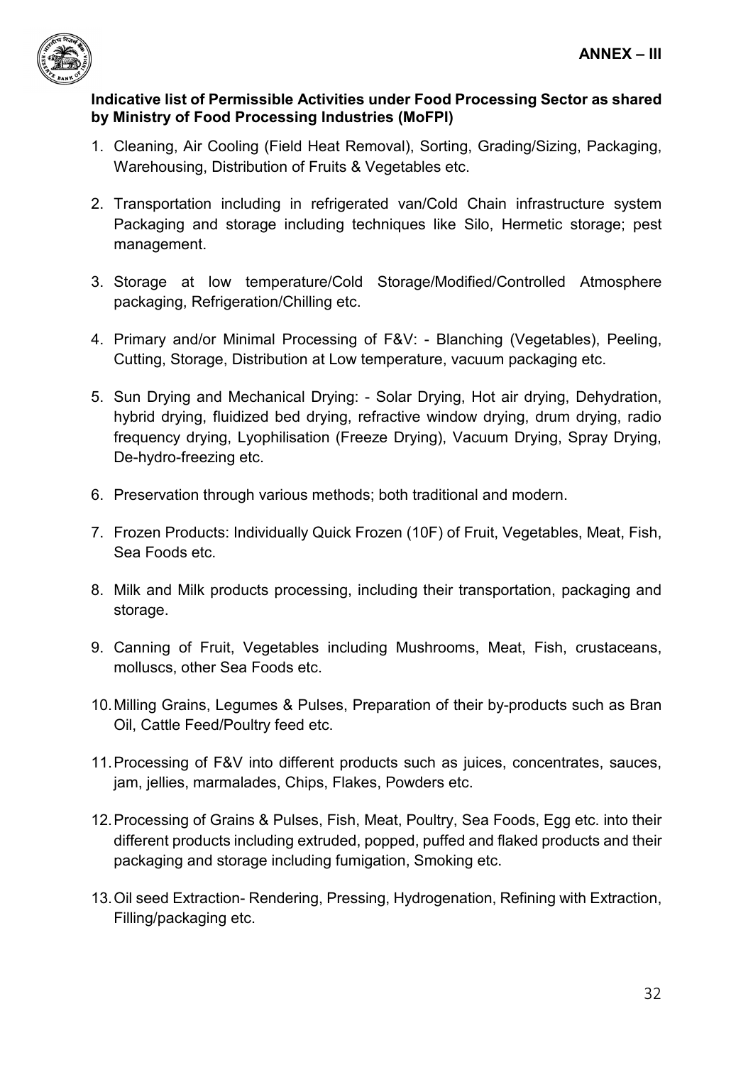**ANNEX – III**

**Indicative list of Permissible Activities under Food Processing Sector as shared by Ministry of Food Processing Industries (MoFPI)**

1. Cleaning, Air Cooling (Field Heat Removal), Sorting, Grading/Sizing, Packaging, Warehousing, Distribution of Fruits & Vegetables etc.

2. Transportation including in refrigerated van/Cold Chain infrastructure system Packaging and storage including techniques like Silo, Hermetic storage; pest management.

3. Storage at low temperature/Cold Storage/Modified/Controlled Atmosphere packaging, Refrigeration/Chilling etc.

4. Primary and/or Minimal Processing of F&V: - Blanching (Vegetables), Peeling, Cutting, Storage, Distribution at Low temperature, vacuum packaging etc.

5. Sun Drying and Mechanical Drying: - Solar Drying, Hot air drying, Dehydration, hybrid drying, fluidized bed drying, refractive window drying, drum drying, radio frequency drying, Lyophilisation (Freeze Drying), Vacuum Drying, Spray Drying, De-hydro-freezing etc.

6. Preservation through various methods; both traditional and modern.

7. Frozen Products: Individually Quick Frozen (10F) of Fruit, Vegetables, Meat, Fish, Sea Foods etc.

8. Milk and Milk products processing, including their transportation, packaging and storage.

9. Canning of Fruit, Vegetables including Mushrooms, Meat, Fish, crustaceans, molluscs, other Sea Foods etc.

10. Milling Grains, Legumes & Pulses, Preparation of their by-products such as Bran Oil, Cattle Feed/Poultry feed etc.

11. Processing of F&V into different products such as juices, concentrates, sauces, jam, jellies, marmalades, Chips, Flakes, Powders etc.

12. Processing of Grains & Pulses, Fish, Meat, Poultry, Sea Foods, Egg etc. into their different products including extruded, popped, puffed and flaked products and their packaging and storage including fumigation, Smoking etc.

13. Oil seed Extraction- Rendering, Pressing, Hydrogenation, Refining with Extraction, Filling/packaging etc.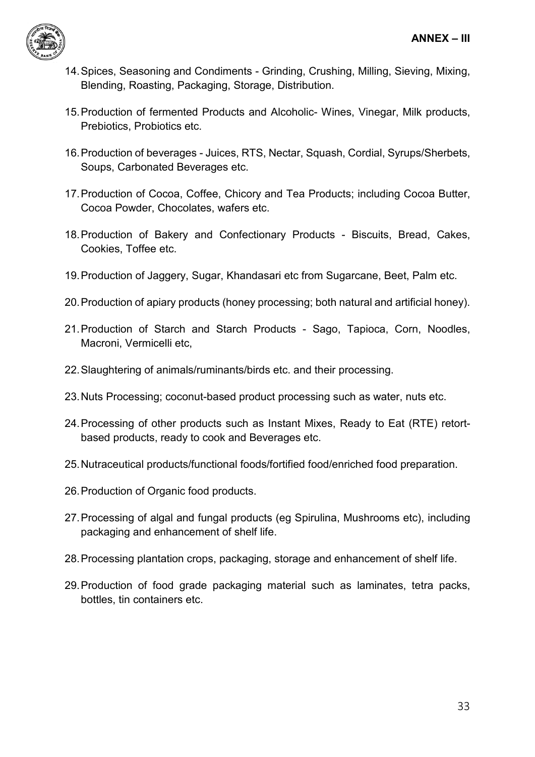**ANNEX – III**

14. Spices, Seasoning and Condiments - Grinding, Crushing, Milling, Sieving, Mixing, Blending, Roasting, Packaging, Storage, Distribution.

15. Production of fermented Products and Alcoholic- Wines, Vinegar, Milk products, Prebiotics, Probiotics etc.

16. Production of beverages - Juices, RTS, Nectar, Squash, Cordial, Syrups/Sherbets, Soups, Carbonated Beverages etc.

17. Production of Cocoa, Coffee, Chicory and Tea Products; including Cocoa Butter, Cocoa Powder, Chocolates, wafers etc.

18. Production of Bakery and Confectionary Products - Biscuits, Bread, Cakes, Cookies, Toffee etc.

19. Production of Jaggery, Sugar, Khandasari etc from Sugarcane, Beet, Palm etc.

20. Production of apiary products (honey processing; both natural and artificial honey).

21. Production of Starch and Starch Products - Sago, Tapioca, Corn, Noodles, Macroni, Vermicelli etc,

22. Slaughtering of animals/ruminants/birds etc. and their processing.

23. Nuts Processing; coconut-based product processing such as water, nuts etc.

24. Processing of other products such as Instant Mixes, Ready to Eat (RTE) retort-based products, ready to cook and Beverages etc.

25. Nutraceutical products/functional foods/fortified food/enriched food preparation.

26. Production of Organic food products.

27. Processing of algal and fungal products (eg Spirulina, Mushrooms etc), including packaging and enhancement of shelf life.

28. Processing plantation crops, packaging, storage and enhancement of shelf life.

29. Production of food grade packaging material such as laminates, tetra packs, bottles, tin containers etc.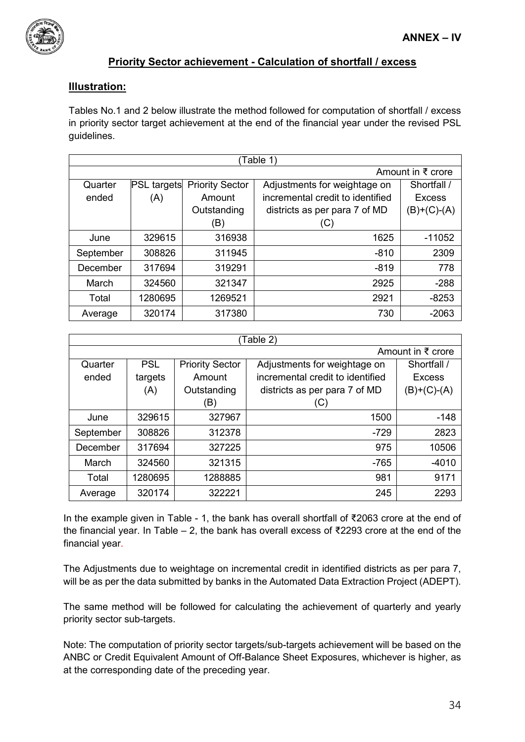**ANNEX – IV**

## Priority Sector achievement - Calculation of shortfall / excess

### Illustration:

Tables No.1 and 2 below illustrate the method followed for computation of shortfall / excess in priority sector target achievement at the end of the financial year under the revised PSL guidelines.

(Table 1)

Amount in ₹ crore

| Quarter ended | PSL targets (A) | Priority Sector Amount Outstanding (B) | Adjustments for weightage on incremental credit to identified districts as per para 7 of MD (C) | Shortfall / Excess (B)+(C)-(A) |
|---|---|---|---|---|
| June | 329615 | 316938 | 1625 | -11052 |
| September | 308826 | 311945 | -810 | 2309 |
| December | 317694 | 319291 | -819 | 778 |
| March | 324560 | 321347 | 2925 | -288 |
| Total | 1280695 | 1269521 | 2921 | -8253 |
| Average | 320174 | 317380 | 730 | -2063 |

(Table 2)

Amount in ₹ crore

| Quarter ended | PSL targets (A) | Priority Sector Amount Outstanding (B) | Adjustments for weightage on incremental credit to identified districts as per para 7 of MD (C) | Shortfall / Excess (B)+(C)-(A) |
|---|---|---|---|---|
| June | 329615 | 327967 | 1500 | -148 |
| September | 308826 | 312378 | -729 | 2823 |
| December | 317694 | 327225 | 975 | 10506 |
| March | 324560 | 321315 | -765 | -4010 |
| Total | 1280695 | 1288885 | 981 | 9171 |
| Average | 320174 | 322221 | 245 | 2293 |

In the example given in Table - 1, the bank has overall shortfall of ₹2063 crore at the end of the financial year. In Table – 2, the bank has overall excess of ₹2293 crore at the end of the financial year.

The Adjustments due to weightage on incremental credit in identified districts as per para 7, will be as per the data submitted by banks in the Automated Data Extraction Project (ADEPT).

The same method will be followed for calculating the achievement of quarterly and yearly priority sector sub-targets.

Note: The computation of priority sector targets/sub-targets achievement will be based on the ANBC or Credit Equivalent Amount of Off-Balance Sheet Exposures, whichever is higher, as at the corresponding date of the preceding year.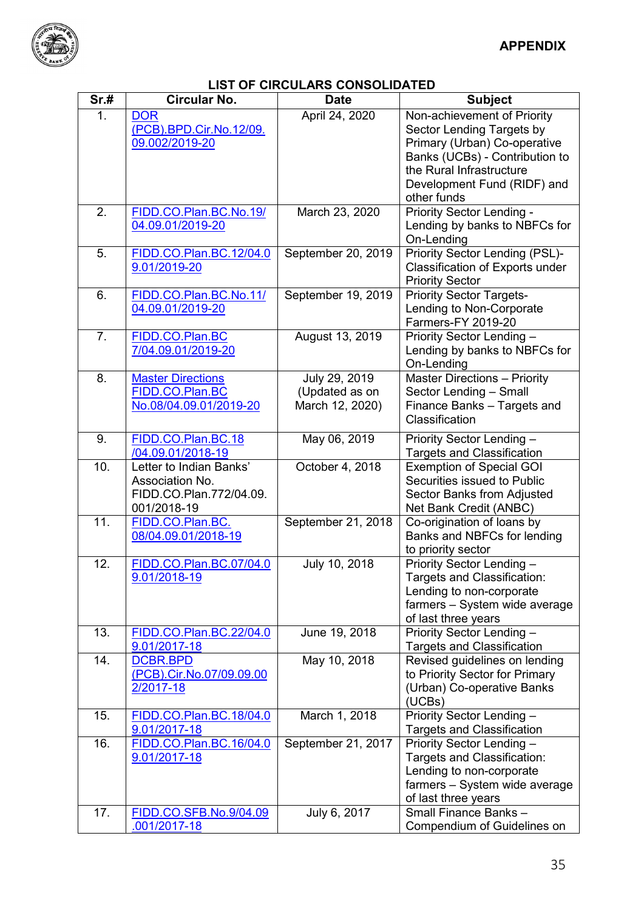**APPENDIX**

**LIST OF CIRCULARS CONSOLIDATED**

| Sr.# | Circular No. | Date | Subject |
|---|---|---|---|
| 1. | DOR (PCB).BPD.Cir.No.12/09.09.002/2019-20 | April 24, 2020 | Non-achievement of Priority Sector Lending Targets by Primary (Urban) Co-operative Banks (UCBs) - Contribution to the Rural Infrastructure Development Fund (RIDF) and other funds |
| 2. | FIDD.CO.Plan.BC.No.19/04.09.01/2019-20 | March 23, 2020 | Priority Sector Lending - Lending by banks to NBFCs for On-Lending |
| 5. | FIDD.CO.Plan.BC.12/04.09.01/2019-20 | September 20, 2019 | Priority Sector Lending (PSL)- Classification of Exports under Priority Sector |
| 6. | FIDD.CO.Plan.BC.No.11/04.09.01/2019-20 | September 19, 2019 | Priority Sector Targets- Lending to Non-Corporate Farmers-FY 2019-20 |
| 7. | FIDD.CO.Plan.BC 7/04.09.01/2019-20 | August 13, 2019 | Priority Sector Lending – Lending by banks to NBFCs for On-Lending |
| 8. | Master Directions FIDD.CO.Plan.BC No.08/04.09.01/2019-20 | July 29, 2019 (Updated as on March 12, 2020) | Master Directions – Priority Sector Lending – Small Finance Banks – Targets and Classification |
| 9. | FIDD.CO.Plan.BC.18/04.09.01/2018-19 | May 06, 2019 | Priority Sector Lending – Targets and Classification |
| 10. | Letter to Indian Banks' Association No. FIDD.CO.Plan.772/04.09.001/2018-19 | October 4, 2018 | Exemption of Special GOI Securities issued to Public Sector Banks from Adjusted Net Bank Credit (ANBC) |
| 11. | FIDD.CO.Plan.BC.08/04.09.01/2018-19 | September 21, 2018 | Co-origination of loans by Banks and NBFCs for lending to priority sector |
| 12. | FIDD.CO.Plan.BC.07/04.09.01/2018-19 | July 10, 2018 | Priority Sector Lending – Targets and Classification: Lending to non-corporate farmers – System wide average of last three years |
| 13. | FIDD.CO.Plan.BC.22/04.09.01/2017-18 | June 19, 2018 | Priority Sector Lending – Targets and Classification |
| 14. | DCBR.BPD (PCB).Cir.No.07/09.09.002/2017-18 | May 10, 2018 | Revised guidelines on lending to Priority Sector for Primary (Urban) Co-operative Banks (UCBs) |
| 15. | FIDD.CO.Plan.BC.18/04.09.01/2017-18 | March 1, 2018 | Priority Sector Lending – Targets and Classification |
| 16. | FIDD.CO.Plan.BC.16/04.09.01/2017-18 | September 21, 2017 | Priority Sector Lending – Targets and Classification: Lending to non-corporate farmers – System wide average of last three years |
| 17. | FIDD.CO.SFB.No.9/04.09.001/2017-18 | July 6, 2017 | Small Finance Banks – Compendium of Guidelines on |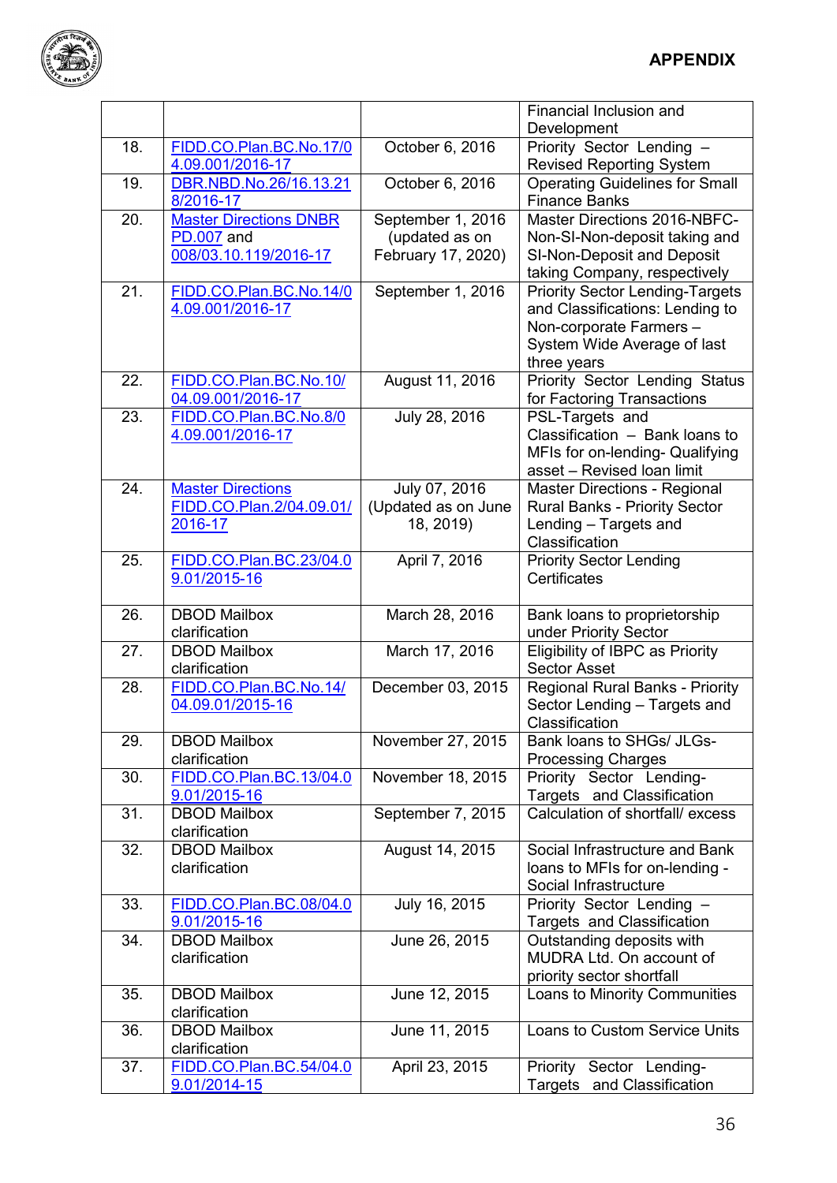| | | | |
|---|---|---|---|
| | | | Financial Inclusion and Development |
| 18. | FIDD.CO.Plan.BC.No.17/04.09.001/2016-17 | October 6, 2016 | Priority Sector Lending – Revised Reporting System |
| 19. | DBR.NBD.No.26/16.13.218/2016-17 | October 6, 2016 | Operating Guidelines for Small Finance Banks |
| 20. | Master Directions DNBR PD.007 and 008/03.10.119/2016-17 | September 1, 2016 (updated as on February 17, 2020) | Master Directions 2016-NBFC-Non-SI-Non-deposit taking and SI-Non-Deposit and Deposit taking Company, respectively |
| 21. | FIDD.CO.Plan.BC.No.14/04.09.001/2016-17 | September 1, 2016 | Priority Sector Lending-Targets and Classifications: Lending to Non-corporate Farmers – System Wide Average of last three years |
| 22. | FIDD.CO.Plan.BC.No.10/04.09.001/2016-17 | August 11, 2016 | Priority Sector Lending Status for Factoring Transactions |
| 23. | FIDD.CO.Plan.BC.No.8/04.09.001/2016-17 | July 28, 2016 | PSL-Targets and Classification – Bank loans to MFIs for on-lending- Qualifying asset – Revised loan limit |
| 24. | Master Directions FIDD.CO.Plan.2/04.09.01/2016-17 | July 07, 2016 (Updated as on June 18, 2019) | Master Directions - Regional Rural Banks - Priority Sector Lending – Targets and Classification |
| 25. | FIDD.CO.Plan.BC.23/04.09.01/2015-16 | April 7, 2016 | Priority Sector Lending Certificates |
| 26. | DBOD Mailbox clarification | March 28, 2016 | Bank loans to proprietorship under Priority Sector |
| 27. | DBOD Mailbox clarification | March 17, 2016 | Eligibility of IBPC as Priority Sector Asset |
| 28. | FIDD.CO.Plan.BC.No.14/04.09.01/2015-16 | December 03, 2015 | Regional Rural Banks - Priority Sector Lending – Targets and Classification |
| 29. | DBOD Mailbox clarification | November 27, 2015 | Bank loans to SHGs/ JLGs-Processing Charges |
| 30. | FIDD.CO.Plan.BC.13/04.09.01/2015-16 | November 18, 2015 | Priority Sector Lending-Targets and Classification |
| 31. | DBOD Mailbox clarification | September 7, 2015 | Calculation of shortfall/ excess |
| 32. | DBOD Mailbox clarification | August 14, 2015 | Social Infrastructure and Bank loans to MFIs for on-lending - Social Infrastructure |
| 33. | FIDD.CO.Plan.BC.08/04.09.01/2015-16 | July 16, 2015 | Priority Sector Lending – Targets and Classification |
| 34. | DBOD Mailbox clarification | June 26, 2015 | Outstanding deposits with MUDRA Ltd. On account of priority sector shortfall |
| 35. | DBOD Mailbox clarification | June 12, 2015 | Loans to Minority Communities |
| 36. | DBOD Mailbox clarification | June 11, 2015 | Loans to Custom Service Units |
| 37. | FIDD.CO.Plan.BC.54/04.09.01/2014-15 | April 23, 2015 | Priority Sector Lending-Targets and Classification |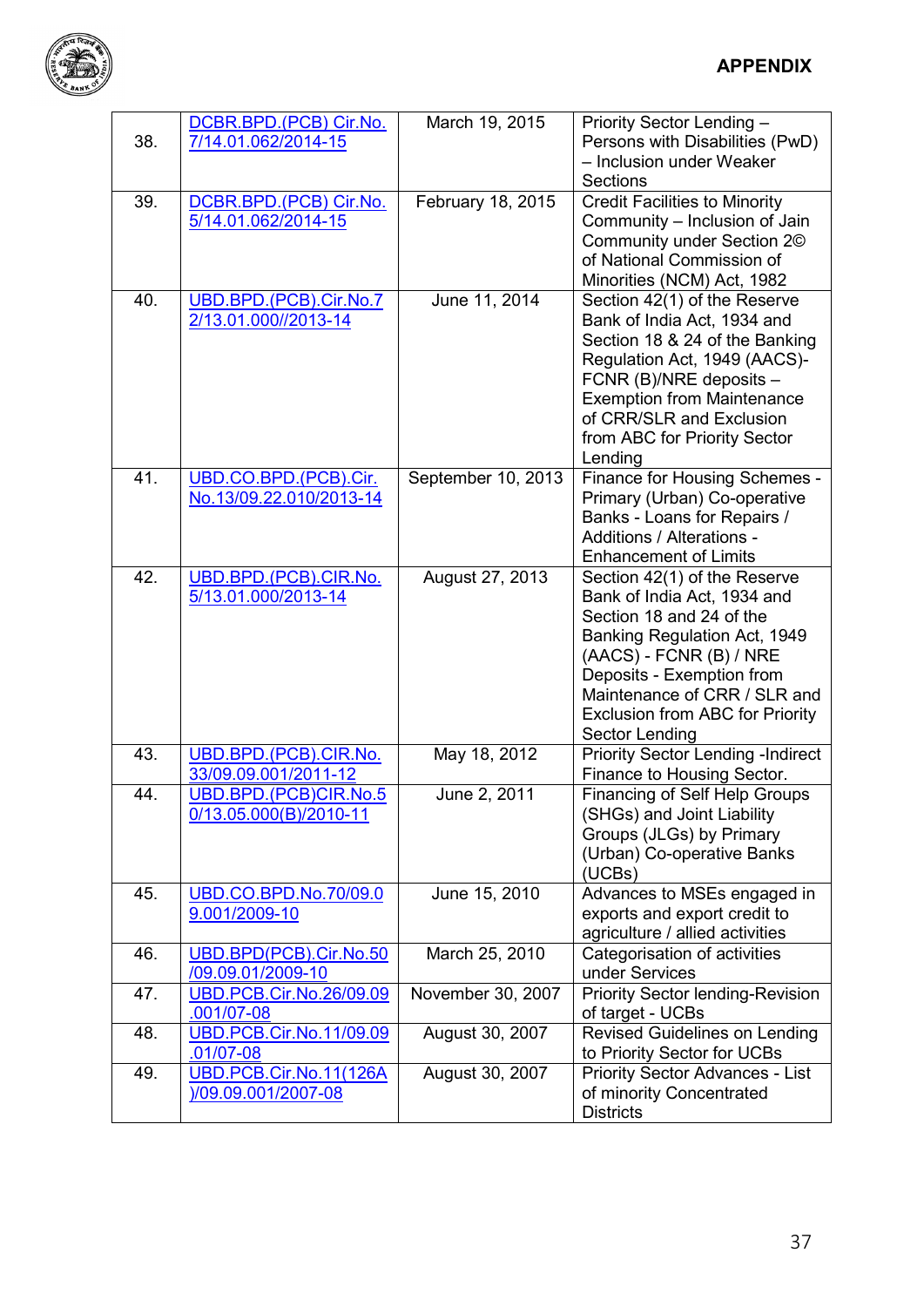## APPENDIX

| | | | |
|---|---|---|---|
| 38. | DCBR.BPD.(PCB) Cir.No. 7/14.01.062/2014-15 | March 19, 2015 | Priority Sector Lending – Persons with Disabilities (PwD) – Inclusion under Weaker Sections |
| 39. | DCBR.BPD.(PCB) Cir.No. 5/14.01.062/2014-15 | February 18, 2015 | Credit Facilities to Minority Community – Inclusion of Jain Community under Section 2© of National Commission of Minorities (NCM) Act, 1982 |
| 40. | UBD.BPD.(PCB).Cir.No.72/13.01.000//2013-14 | June 11, 2014 | Section 42(1) of the Reserve Bank of India Act, 1934 and Section 18 & 24 of the Banking Regulation Act, 1949 (AACS)- FCNR (B)/NRE deposits – Exemption from Maintenance of CRR/SLR and Exclusion from ABC for Priority Sector Lending |
| 41. | UBD.CO.BPD.(PCB).Cir. No.13/09.22.010/2013-14 | September 10, 2013 | Finance for Housing Schemes - Primary (Urban) Co-operative Banks - Loans for Repairs / Additions / Alterations - Enhancement of Limits |
| 42. | UBD.BPD.(PCB).CIR.No. 5/13.01.000/2013-14 | August 27, 2013 | Section 42(1) of the Reserve Bank of India Act, 1934 and Section 18 and 24 of the Banking Regulation Act, 1949 (AACS) - FCNR (B) / NRE Deposits - Exemption from Maintenance of CRR / SLR and Exclusion from ABC for Priority Sector Lending |
| 43. | UBD.BPD.(PCB).CIR.No. 33/09.09.001/2011-12 | May 18, 2012 | Priority Sector Lending -Indirect Finance to Housing Sector. |
| 44. | UBD.BPD.(PCB)CIR.No.50/13.05.000(B)/2010-11 | June 2, 2011 | Financing of Self Help Groups (SHGs) and Joint Liability Groups (JLGs) by Primary (Urban) Co-operative Banks (UCBs) |
| 45. | UBD.CO.BPD.No.70/09.09.001/2009-10 | June 15, 2010 | Advances to MSEs engaged in exports and export credit to agriculture / allied activities |
| 46. | UBD.BPD(PCB).Cir.No.50/09.09.01/2009-10 | March 25, 2010 | Categorisation of activities under Services |
| 47. | UBD.PCB.Cir.No.26/09.09.001/07-08 | November 30, 2007 | Priority Sector lending-Revision of target - UCBs |
| 48. | UBD.PCB.Cir.No.11/09.09.01/07-08 | August 30, 2007 | Revised Guidelines on Lending to Priority Sector for UCBs |
| 49. | UBD.PCB.Cir.No.11(126A)/09.09.001/2007-08 | August 30, 2007 | Priority Sector Advances - List of minority Concentrated Districts |